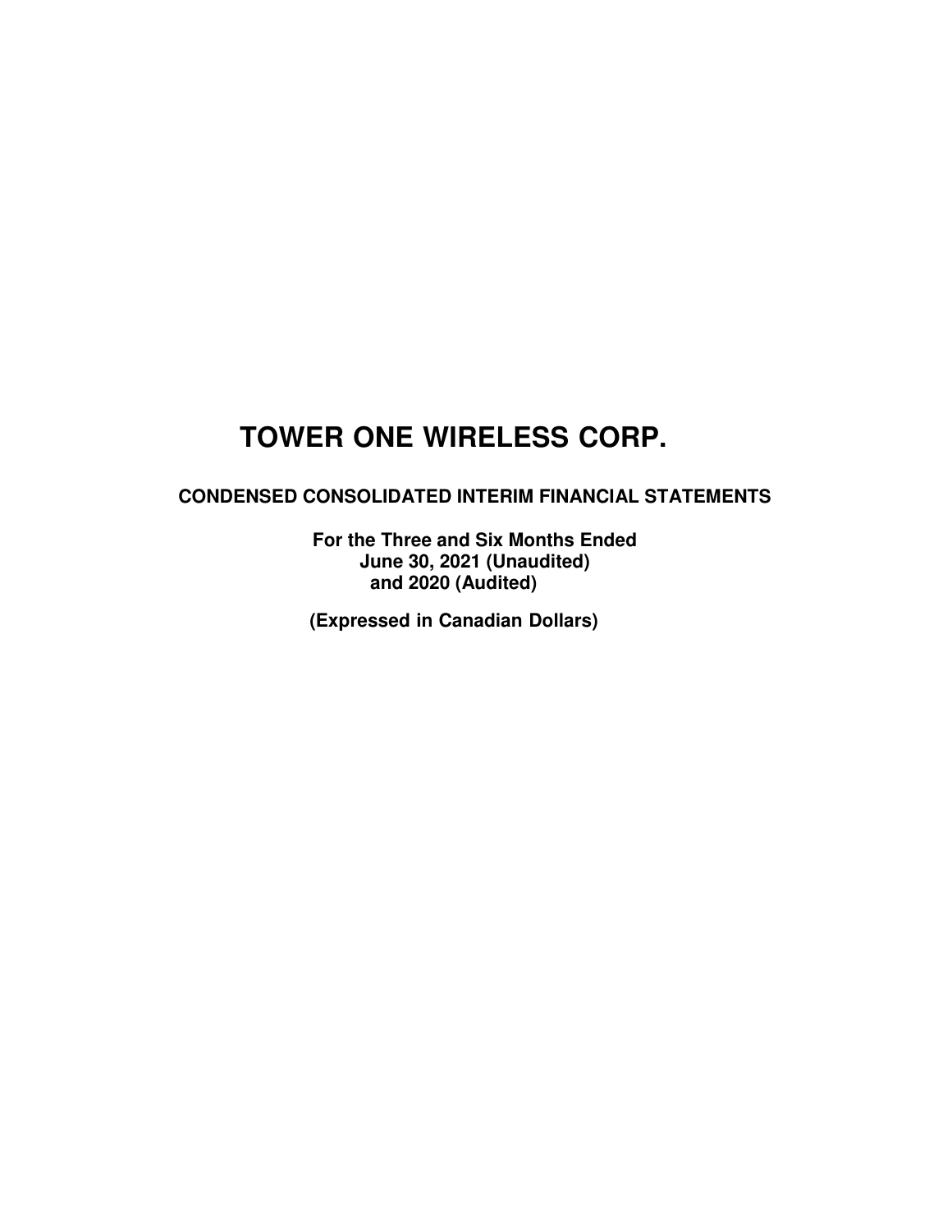# TOWER ONE WIRELESS CORP.

## CONDENSED CONSOLIDATED INTERIM FINANCIAL STATEMENTS

**For the Three and Six Months Ended**
**June 30, 2021 (Unaudited)**
**and 2020 (Audited)**

**(Expressed in Canadian Dollars)**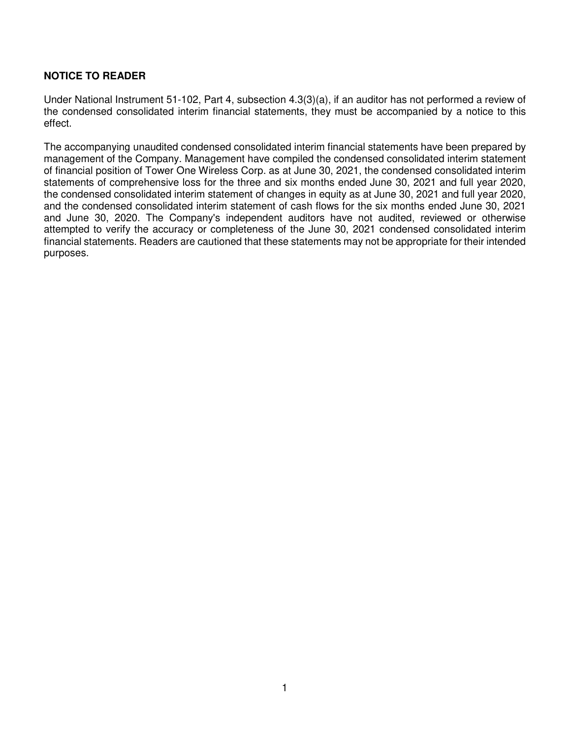**NOTICE TO READER**

Under National Instrument 51-102, Part 4, subsection 4.3(3)(a), if an auditor has not performed a review of the condensed consolidated interim financial statements, they must be accompanied by a notice to this effect.

The accompanying unaudited condensed consolidated interim financial statements have been prepared by management of the Company. Management have compiled the condensed consolidated interim statement of financial position of Tower One Wireless Corp. as at June 30, 2021, the condensed consolidated interim statements of comprehensive loss for the three and six months ended June 30, 2021 and full year 2020, the condensed consolidated interim statement of changes in equity as at June 30, 2021 and full year 2020, and the condensed consolidated interim statement of cash flows for the six months ended June 30, 2021 and June 30, 2020. The Company's independent auditors have not audited, reviewed or otherwise attempted to verify the accuracy or completeness of the June 30, 2021 condensed consolidated interim financial statements. Readers are cautioned that these statements may not be appropriate for their intended purposes.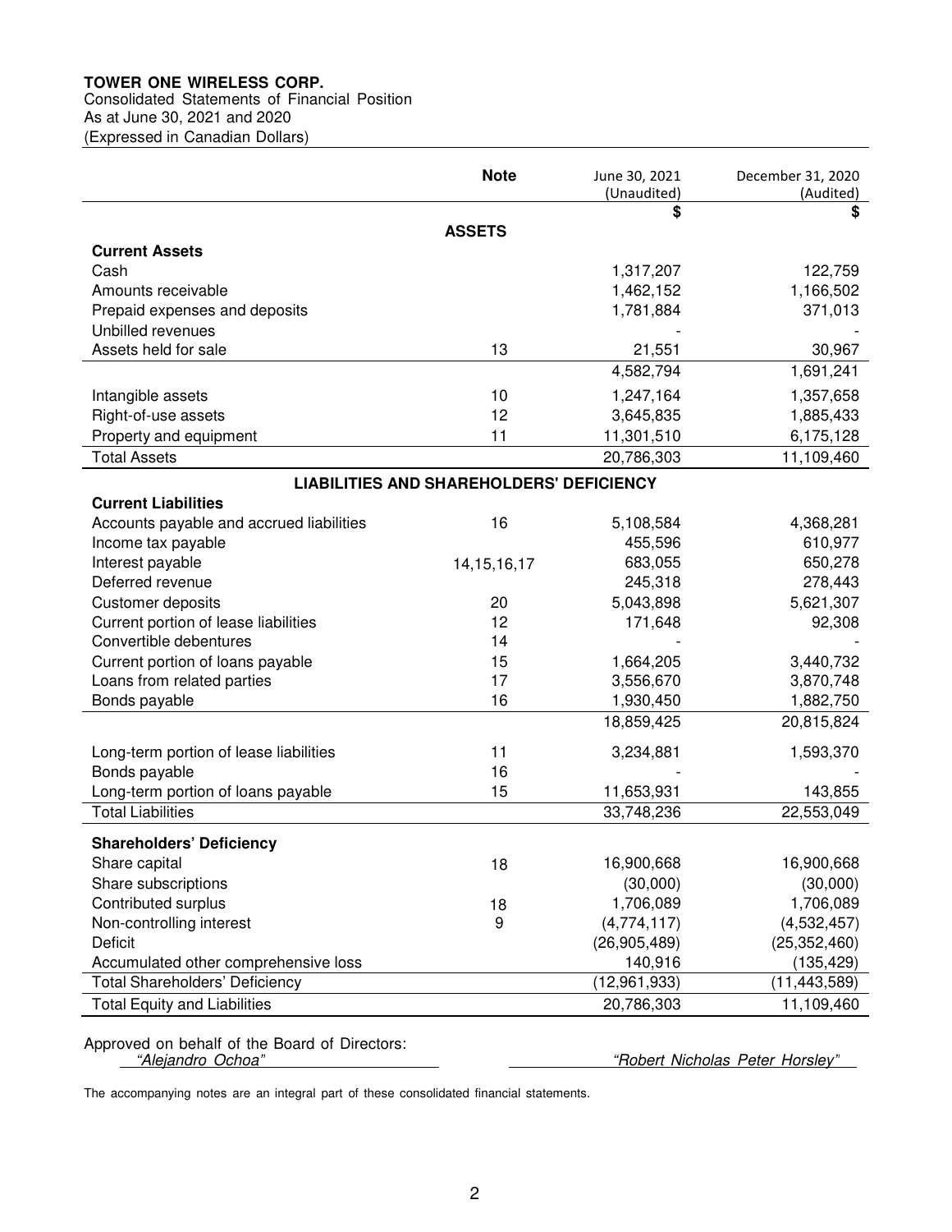**TOWER ONE WIRELESS CORP.**
Consolidated Statements of Financial Position
As at June 30, 2021 and 2020
(Expressed in Canadian Dollars)

| | Note | June 30, 2021 (Unaudited) | December 31, 2020 (Audited) |
|---|---|---|---|
| | | $ | $ |
| **ASSETS** | | | |
| **Current Assets** | | | |
| Cash | | 1,317,207 | 122,759 |
| Amounts receivable | | 1,462,152 | 1,166,502 |
| Prepaid expenses and deposits | | 1,781,884 | 371,013 |
| Unbilled revenues | | - | - |
| Assets held for sale | 13 | 21,551 | 30,967 |
| | | 4,582,794 | 1,691,241 |
| Intangible assets | 10 | 1,247,164 | 1,357,658 |
| Right-of-use assets | 12 | 3,645,835 | 1,885,433 |
| Property and equipment | 11 | 11,301,510 | 6,175,128 |
| Total Assets | | 20,786,303 | 11,109,460 |
| **LIABILITIES AND SHAREHOLDERS' DEFICIENCY** | | | |
| **Current Liabilities** | | | |
| Accounts payable and accrued liabilities | 16 | 5,108,584 | 4,368,281 |
| Income tax payable | | 455,596 | 610,977 |
| Interest payable | 14,15,16,17 | 683,055 | 650,278 |
| Deferred revenue | | 245,318 | 278,443 |
| Customer deposits | 20 | 5,043,898 | 5,621,307 |
| Current portion of lease liabilities | 12 | 171,648 | 92,308 |
| Convertible debentures | 14 | - | - |
| Current portion of loans payable | 15 | 1,664,205 | 3,440,732 |
| Loans from related parties | 17 | 3,556,670 | 3,870,748 |
| Bonds payable | 16 | 1,930,450 | 1,882,750 |
| | | 18,859,425 | 20,815,824 |
| Long-term portion of lease liabilities | 11 | 3,234,881 | 1,593,370 |
| Bonds payable | 16 | - | - |
| Long-term portion of loans payable | 15 | 11,653,931 | 143,855 |
| Total Liabilities | | 33,748,236 | 22,553,049 |
| **Shareholders' Deficiency** | | | |
| Share capital | 18 | 16,900,668 | 16,900,668 |
| Share subscriptions | | (30,000) | (30,000) |
| Contributed surplus | 18 | 1,706,089 | 1,706,089 |
| Non-controlling interest | 9 | (4,774,117) | (4,532,457) |
| Deficit | | (26,905,489) | (25,352,460) |
| Accumulated other comprehensive loss | | 140,916 | (135,429) |
| Total Shareholders' Deficiency | | (12,961,933) | (11,443,589) |
| Total Equity and Liabilities | | 20,786,303 | 11,109,460 |

Approved on behalf of the Board of Directors:

*"Alejandro Ochoa"* *"Robert Nicholas Peter Horsley"*

The accompanying notes are an integral part of these consolidated financial statements.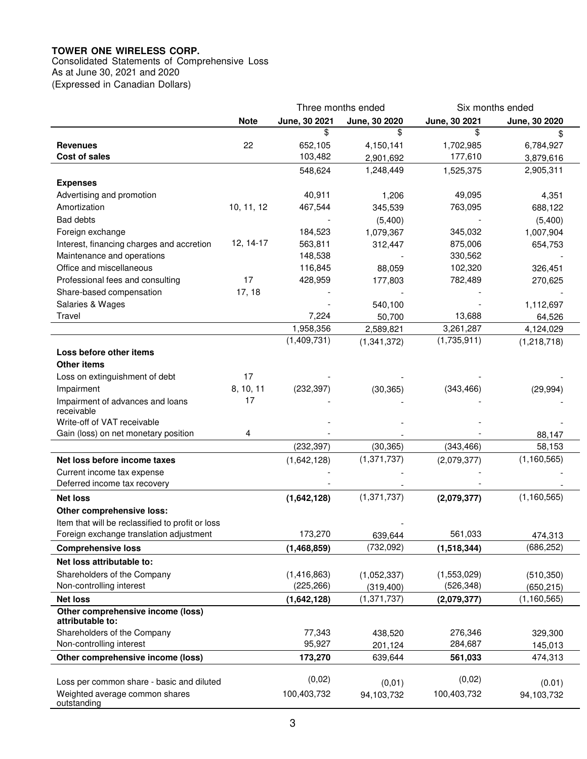**TOWER ONE WIRELESS CORP.**
Consolidated Statements of Comprehensive Loss
As at June 30, 2021 and 2020
(Expressed in Canadian Dollars)

| | | Three months ended | | Six months ended | |
|---|---|---|---|---|---|
| | **Note** | **June, 30 2021** | **June, 30 2020** | **June, 30 2021** | **June, 30 2020** |
| | | $ | $ | $ | $ |
| **Revenues** | 22 | 652,105 | 4,150,141 | 1,702,985 | 6,784,927 |
| **Cost of sales** | | 103,482 | 2,901,692 | 177,610 | 3,879,616 |
| | | 548,624 | 1,248,449 | 1,525,375 | 2,905,311 |
| **Expenses** | | | | | |
| Advertising and promotion | | 40,911 | 1,206 | 49,095 | 4,351 |
| Amortization | 10, 11, 12 | 467,544 | 345,539 | 763,095 | 688,122 |
| Bad debts | | - | (5,400) | - | (5,400) |
| Foreign exchange | | 184,523 | 1,079,367 | 345,032 | 1,007,904 |
| Interest, financing charges and accretion | 12, 14-17 | 563,811 | 312,447 | 875,006 | 654,753 |
| Maintenance and operations | | 148,538 | - | 330,562 | - |
| Office and miscellaneous | | 116,845 | 88,059 | 102,320 | 326,451 |
| Professional fees and consulting | 17 | 428,959 | 177,803 | 782,489 | 270,625 |
| Share-based compensation | 17, 18 | - | - | - | - |
| Salaries & Wages | | - | 540,100 | - | 1,112,697 |
| Travel | | 7,224 | 50,700 | 13,688 | 64,526 |
| | | 1,958,356 | 2,589,821 | 3,261,287 | 4,124,029 |
| | | (1,409,731) | (1,341,372) | (1,735,911) | (1,218,718) |
| **Loss before other items** | | | | | |
| **Other items** | | | | | |
| Loss on extinguishment of debt | 17 | - | - | - | - |
| Impairment | 8, 10, 11 | (232,397) | (30,365) | (343,466) | (29,994) |
| Impairment of advances and loans receivable | 17 | - | - | - | - |
| Write-off of VAT receivable | | - | - | - | - |
| Gain (loss) on net monetary position | 4 | - | - | - | 88,147 |
| | | (232,397) | (30,365) | (343,466) | 58,153 |
| **Net loss before income taxes** | | (1,642,128) | (1,371,737) | (2,079,377) | (1,160,565) |
| Current income tax expense | | - | - | - | - |
| Deferred income tax recovery | | - | - | - | - |
| **Net loss** | | **(1,642,128)** | (1,371,737) | **(2,079,377)** | (1,160,565) |
| **Other comprehensive loss:** | | | | | |
| Item that will be reclassified to profit or loss | | | - | | |
| Foreign exchange translation adjustment | | 173,270 | 639,644 | 561,033 | 474,313 |
| **Comprehensive loss** | | **(1,468,859)** | (732,092) | **(1,518,344)** | (686,252) |
| **Net loss attributable to:** | | | | | |
| Shareholders of the Company | | (1,416,863) | (1,052,337) | (1,553,029) | (510,350) |
| Non-controlling interest | | (225,266) | (319,400) | (526,348) | (650,215) |
| **Net loss** | | **(1,642,128)** | (1,371,737) | **(2,079,377)** | (1,160,565) |
| **Other comprehensive income (loss) attributable to:** | | | | | |
| Shareholders of the Company | | 77,343 | 438,520 | 276,346 | 329,300 |
| Non-controlling interest | | 95,927 | 201,124 | 284,687 | 145,013 |
| **Other comprehensive income (loss)** | | **173,270** | 639,644 | **561,033** | 474,313 |
| Loss per common share - basic and diluted | | (0,02) | (0,01) | (0,02) | (0.01) |
| Weighted average common shares outstanding | | 100,403,732 | 94,103,732 | 100,403,732 | 94,103,732 |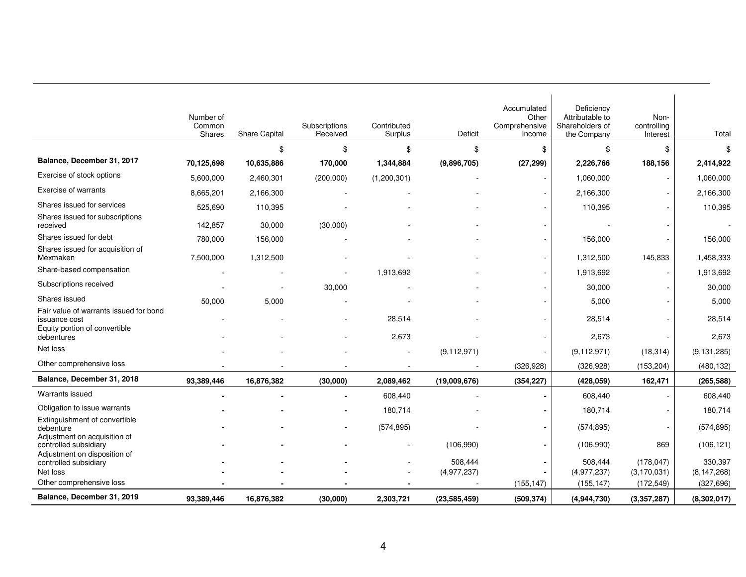| | Number of Common Shares | Share Capital | Subscriptions Received | Contributed Surplus | Deficit | Accumulated Other Comprehensive Income | Deficiency Attributable to Shareholders of the Company | Non-controlling Interest | Total |
|---|---|---|---|---|---|---|---|---|---|
| | | $ | $ | $ | $ | $ | $ | $ | $ |
| **Balance, December 31, 2017** | **70,125,698** | **10,635,886** | **170,000** | **1,344,884** | **(9,896,705)** | **(27,299)** | **2,226,766** | **188,156** | **2,414,922** |
| Exercise of stock options | 5,600,000 | 2,460,301 | (200,000) | (1,200,301) | - | - | 1,060,000 | - | 1,060,000 |
| Exercise of warrants | 8,665,201 | 2,166,300 | - | - | - | - | 2,166,300 | - | 2,166,300 |
| Shares issued for services | 525,690 | 110,395 | - | - | - | - | 110,395 | - | 110,395 |
| Shares issued for subscriptions received | 142,857 | 30,000 | (30,000) | - | - | - | - | - | - |
| Shares issued for debt | 780,000 | 156,000 | - | - | - | - | 156,000 | - | 156,000 |
| Shares issued for acquisition of Mexmaken | 7,500,000 | 1,312,500 | - | - | - | - | 1,312,500 | 145,833 | 1,458,333 |
| Share-based compensation | - | - | - | 1,913,692 | - | - | 1,913,692 | - | 1,913,692 |
| Subscriptions received | - | - | 30,000 | - | - | - | 30,000 | - | 30,000 |
| Shares issued | 50,000 | 5,000 | - | - | - | - | 5,000 | - | 5,000 |
| Fair value of warrants issued for bond issuance cost | - | - | - | 28,514 | - | - | 28,514 | - | 28,514 |
| Equity portion of convertible debentures | - | - | - | 2,673 | - | - | 2,673 | - | 2,673 |
| Net loss | - | - | - | - | (9,112,971) | - | (9,112,971) | (18,314) | (9,131,285) |
| Other comprehensive loss | - | - | - | - | - | (326,928) | (326,928) | (153,204) | (480,132) |
| **Balance, December 31, 2018** | **93,389,446** | **16,876,382** | **(30,000)** | **2,089,462** | **(19,009,676)** | **(354,227)** | **(428,059)** | **162,471** | **(265,588)** |
| Warrants issued | - | - | - | 608,440 | - | - | 608,440 | - | 608,440 |
| Obligation to issue warrants | - | - | - | 180,714 | - | - | 180,714 | - | 180,714 |
| Extinguishment of convertible debenture | - | - | - | (574,895) | - | - | (574,895) | - | (574,895) |
| Adjustment on acquisition of controlled subsidiary | - | - | - | - | (106,990) | - | (106,990) | 869 | (106,121) |
| Adjustment on disposition of controlled subsidiary | - | - | - | - | 508,444 | - | 508,444 | (178,047) | 330,397 |
| Net loss | - | - | - | - | (4,977,237) | - | (4,977,237) | (3,170,031) | (8,147,268) |
| Other comprehensive loss | - | - | - | - | - | (155,147) | (155,147) | (172,549) | (327,696) |
| **Balance, December 31, 2019** | **93,389,446** | **16,876,382** | **(30,000)** | **2,303,721** | **(23,585,459)** | **(509,374)** | **(4,944,730)** | **(3,357,287)** | **(8,302,017)** |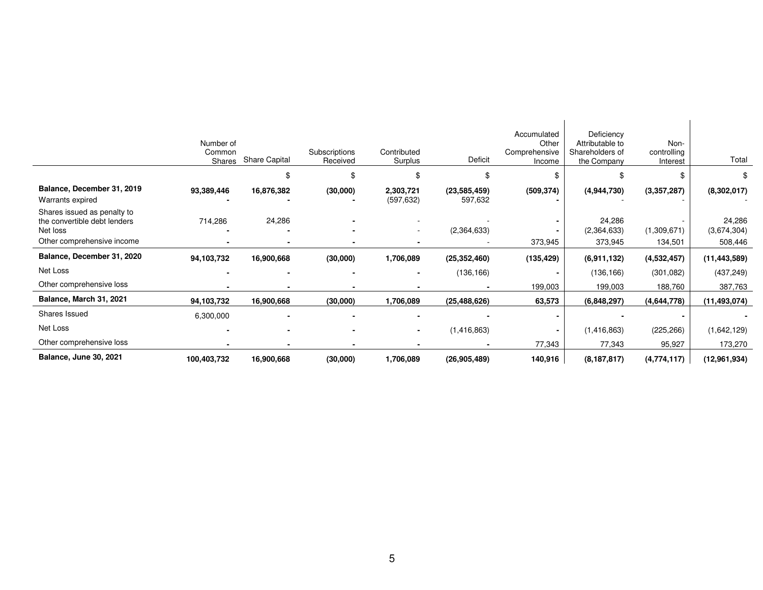| | Number of Common Shares | Share Capital | Subscriptions Received | Contributed Surplus | Deficit | Accumulated Other Comprehensive Income | Deficiency Attributable to Shareholders of the Company | Non-controlling Interest | Total |
|---|---|---|---|---|---|---|---|---|---|
| | | $ | $ | $ | $ | $ | $ | $ | $ |
| **Balance, December 31, 2019** | **93,389,446** | **16,876,382** | **(30,000)** | **2,303,721** | **(23,585,459)** | **(509,374)** | **(4,944,730)** | **(3,357,287)** | **(8,302,017)** |
| Warrants expired | - | - | - | (597,632) | 597,632 | - | - | - | - |
| Shares issued as penalty to the convertible debt lenders | 714,286 | 24,286 | - | - | - | - | 24,286 | - | 24,286 |
| Net loss | - | - | - | - | (2,364,633) | - | (2,364,633) | (1,309,671) | (3,674,304) |
| Other comprehensive income | - | - | - | - | - | 373,945 | 373,945 | 134,501 | 508,446 |
| **Balance, December 31, 2020** | **94,103,732** | **16,900,668** | **(30,000)** | **1,706,089** | **(25,352,460)** | **(135,429)** | **(6,911,132)** | **(4,532,457)** | **(11,443,589)** |
| Net Loss | - | - | - | - | (136,166) | - | (136,166) | (301,082) | (437,249) |
| Other comprehensive loss | - | - | - | - | - | 199,003 | 199,003 | 188,760 | 387,763 |
| **Balance, March 31, 2021** | **94,103,732** | **16,900,668** | **(30,000)** | **1,706,089** | **(25,488,626)** | **63,573** | **(6,848,297)** | **(4,644,778)** | **(11,493,074)** |
| Shares Issued | 6,300,000 | - | - | - | - | - | - | - | - |
| Net Loss | - | - | - | - | (1,416,863) | - | (1,416,863) | (225,266) | (1,642,129) |
| Other comprehensive loss | - | - | - | - | - | 77,343 | 77,343 | 95,927 | 173,270 |
| **Balance, June 30, 2021** | **100,403,732** | **16,900,668** | **(30,000)** | **1,706,089** | **(26,905,489)** | **140,916** | **(8,187,817)** | **(4,774,117)** | **(12,961,934)** |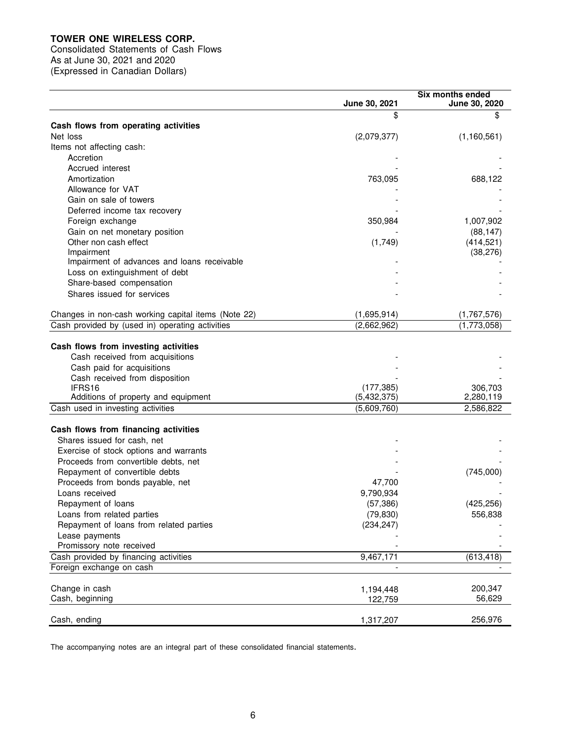**TOWER ONE WIRELESS CORP.**
Consolidated Statements of Cash Flows
As at June 30, 2021 and 2020
(Expressed in Canadian Dollars)

| | June 30, 2021 | Six months ended June 30, 2020 |
|---|---|---|
| | $ | $ |
| **Cash flows from operating activities** | | |
| Net loss | (2,079,377) | (1,160,561) |
| Items not affecting cash: | | |
| Accretion | - | - |
| Accrued interest | - | - |
| Amortization | 763,095 | 688,122 |
| Allowance for VAT | - | - |
| Gain on sale of towers | - | - |
| Deferred income tax recovery | - | - |
| Foreign exchange | 350,984 | 1,007,902 |
| Gain on net monetary position | - | (88,147) |
| Other non cash effect | (1,749) | (414,521) |
| Impairment | | (38,276) |
| Impairment of advances and loans receivable | - | - |
| Loss on extinguishment of debt | - | - |
| Share-based compensation | - | - |
| Shares issued for services | - | - |
| Changes in non-cash working capital items (Note 22) | (1,695,914) | (1,767,576) |
| Cash provided by (used in) operating activities | (2,662,962) | (1,773,058) |
| **Cash flows from investing activities** | | |
| Cash received from acquisitions | - | - |
| Cash paid for acquisitions | - | - |
| Cash received from disposition | - | - |
| IFRS16 | (177,385) | 306,703 |
| Additions of property and equipment | (5,432,375) | 2,280,119 |
| Cash used in investing activities | (5,609,760) | 2,586,822 |
| **Cash flows from financing activities** | | |
| Shares issued for cash, net | - | - |
| Exercise of stock options and warrants | - | - |
| Proceeds from convertible debts, net | - | - |
| Repayment of convertible debts | - | (745,000) |
| Proceeds from bonds payable, net | 47,700 | - |
| Loans received | 9,790,934 | - |
| Repayment of loans | (57,386) | (425,256) |
| Loans from related parties | (79,830) | 556,838 |
| Repayment of loans from related parties | (234,247) | - |
| Lease payments | - | - |
| Promissory note received | - | - |
| Cash provided by financing activities | 9,467,171 | (613,418) |
| Foreign exchange on cash | - | - |
| Change in cash | 1,194,448 | 200,347 |
| Cash, beginning | 122,759 | 56,629 |
| Cash, ending | 1,317,207 | 256,976 |

The accompanying notes are an integral part of these consolidated financial statements.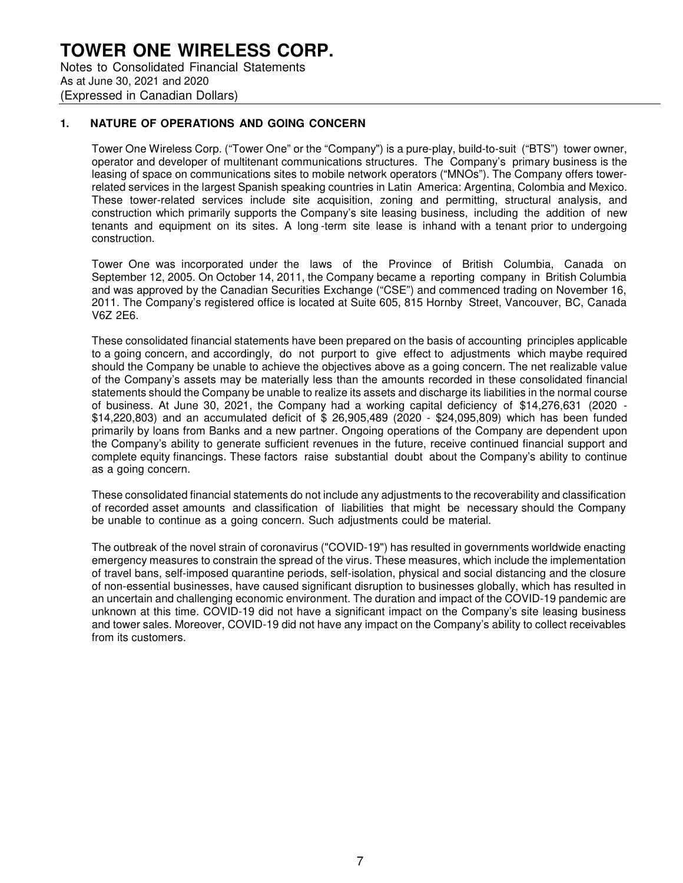# TOWER ONE WIRELESS CORP.

Notes to Consolidated Financial Statements
As at June 30, 2021 and 2020
(Expressed in Canadian Dollars)

## 1. NATURE OF OPERATIONS AND GOING CONCERN

Tower One Wireless Corp. ("Tower One" or the "Company") is a pure-play, build-to-suit ("BTS") tower owner, operator and developer of multitenant communications structures. The Company's primary business is the leasing of space on communications sites to mobile network operators ("MNOs"). The Company offers tower-related services in the largest Spanish speaking countries in Latin America: Argentina, Colombia and Mexico. These tower-related services include site acquisition, zoning and permitting, structural analysis, and construction which primarily supports the Company's site leasing business, including the addition of new tenants and equipment on its sites. A long -term site lease is inhand with a tenant prior to undergoing construction.

Tower One was incorporated under the laws of the Province of British Columbia, Canada on September 12, 2005. On October 14, 2011, the Company became a reporting company in British Columbia and was approved by the Canadian Securities Exchange ("CSE") and commenced trading on November 16, 2011. The Company's registered office is located at Suite 605, 815 Hornby Street, Vancouver, BC, Canada V6Z 2E6.

These consolidated financial statements have been prepared on the basis of accounting principles applicable to a going concern, and accordingly, do not purport to give effect to adjustments which maybe required should the Company be unable to achieve the objectives above as a going concern. The net realizable value of the Company's assets may be materially less than the amounts recorded in these consolidated financial statements should the Company be unable to realize its assets and discharge its liabilities in the normal course of business. At June 30, 2021, the Company had a working capital deficiency of $14,276,631 (2020 - $14,220,803) and an accumulated deficit of $ 26,905,489 (2020 - $24,095,809) which has been funded primarily by loans from Banks and a new partner. Ongoing operations of the Company are dependent upon the Company's ability to generate sufficient revenues in the future, receive continued financial support and complete equity financings. These factors raise substantial doubt about the Company's ability to continue as a going concern.

These consolidated financial statements do not include any adjustments to the recoverability and classification of recorded asset amounts and classification of liabilities that might be necessary should the Company be unable to continue as a going concern. Such adjustments could be material.

The outbreak of the novel strain of coronavirus ("COVID-19") has resulted in governments worldwide enacting emergency measures to constrain the spread of the virus. These measures, which include the implementation of travel bans, self-imposed quarantine periods, self-isolation, physical and social distancing and the closure of non-essential businesses, have caused significant disruption to businesses globally, which has resulted in an uncertain and challenging economic environment. The duration and impact of the COVID-19 pandemic are unknown at this time. COVID-19 did not have a significant impact on the Company's site leasing business and tower sales. Moreover, COVID-19 did not have any impact on the Company's ability to collect receivables from its customers.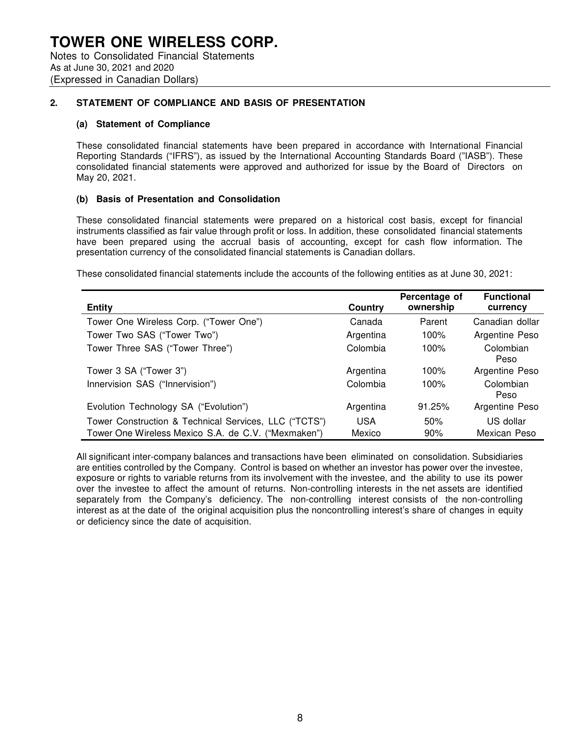# TOWER ONE WIRELESS CORP.

Notes to Consolidated Financial Statements
As at June 30, 2021 and 2020
(Expressed in Canadian Dollars)

## 2. STATEMENT OF COMPLIANCE AND BASIS OF PRESENTATION

### (a) Statement of Compliance

These consolidated financial statements have been prepared in accordance with International Financial Reporting Standards ("IFRS"), as issued by the International Accounting Standards Board ("IASB"). These consolidated financial statements were approved and authorized for issue by the Board of Directors on May 20, 2021.

### (b) Basis of Presentation and Consolidation

These consolidated financial statements were prepared on a historical cost basis, except for financial instruments classified as fair value through profit or loss. In addition, these consolidated financial statements have been prepared using the accrual basis of accounting, except for cash flow information. The presentation currency of the consolidated financial statements is Canadian dollars.

These consolidated financial statements include the accounts of the following entities as at June 30, 2021:

| Entity | Country | Percentage of ownership | Functional currency |
|---|---|---|---|
| Tower One Wireless Corp. ("Tower One") | Canada | Parent | Canadian dollar |
| Tower Two SAS ("Tower Two") | Argentina | 100% | Argentine Peso |
| Tower Three SAS ("Tower Three") | Colombia | 100% | Colombian Peso |
| Tower 3 SA ("Tower 3") | Argentina | 100% | Argentine Peso |
| Innervision SAS ("Innervision") | Colombia | 100% | Colombian Peso |
| Evolution Technology SA ("Evolution") | Argentina | 91.25% | Argentine Peso |
| Tower Construction & Technical Services, LLC ("TCTS") | USA | 50% | US dollar |
| Tower One Wireless Mexico S.A. de C.V. ("Mexmaken") | Mexico | 90% | Mexican Peso |

All significant inter-company balances and transactions have been eliminated on consolidation. Subsidiaries are entities controlled by the Company. Control is based on whether an investor has power over the investee, exposure or rights to variable returns from its involvement with the investee, and the ability to use its power over the investee to affect the amount of returns. Non-controlling interests in the net assets are identified separately from the Company's deficiency. The non-controlling interest consists of the non-controlling interest as at the date of the original acquisition plus the noncontrolling interest's share of changes in equity or deficiency since the date of acquisition.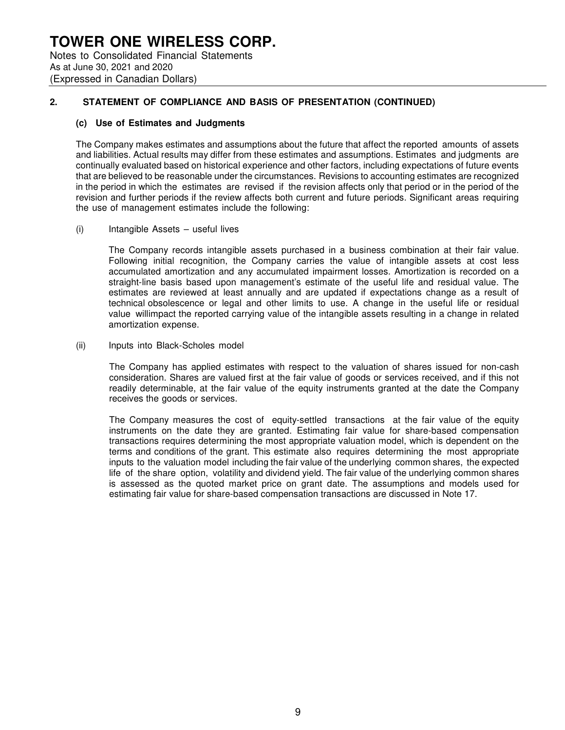## 2. STATEMENT OF COMPLIANCE AND BASIS OF PRESENTATION (CONTINUED)

### (c) Use of Estimates and Judgments

The Company makes estimates and assumptions about the future that affect the reported amounts of assets and liabilities. Actual results may differ from these estimates and assumptions. Estimates and judgments are continually evaluated based on historical experience and other factors, including expectations of future events that are believed to be reasonable under the circumstances. Revisions to accounting estimates are recognized in the period in which the estimates are revised if the revision affects only that period or in the period of the revision and further periods if the review affects both current and future periods. Significant areas requiring the use of management estimates include the following:

(i) Intangible Assets – useful lives

The Company records intangible assets purchased in a business combination at their fair value. Following initial recognition, the Company carries the value of intangible assets at cost less accumulated amortization and any accumulated impairment losses. Amortization is recorded on a straight-line basis based upon management's estimate of the useful life and residual value. The estimates are reviewed at least annually and are updated if expectations change as a result of technical obsolescence or legal and other limits to use. A change in the useful life or residual value willimpact the reported carrying value of the intangible assets resulting in a change in related amortization expense.

(ii) Inputs into Black-Scholes model

The Company has applied estimates with respect to the valuation of shares issued for non-cash consideration. Shares are valued first at the fair value of goods or services received, and if this not readily determinable, at the fair value of the equity instruments granted at the date the Company receives the goods or services.

The Company measures the cost of equity-settled transactions at the fair value of the equity instruments on the date they are granted. Estimating fair value for share-based compensation transactions requires determining the most appropriate valuation model, which is dependent on the terms and conditions of the grant. This estimate also requires determining the most appropriate inputs to the valuation model including the fair value of the underlying common shares, the expected life of the share option, volatility and dividend yield. The fair value of the underlying common shares is assessed as the quoted market price on grant date. The assumptions and models used for estimating fair value for share-based compensation transactions are discussed in Note 17.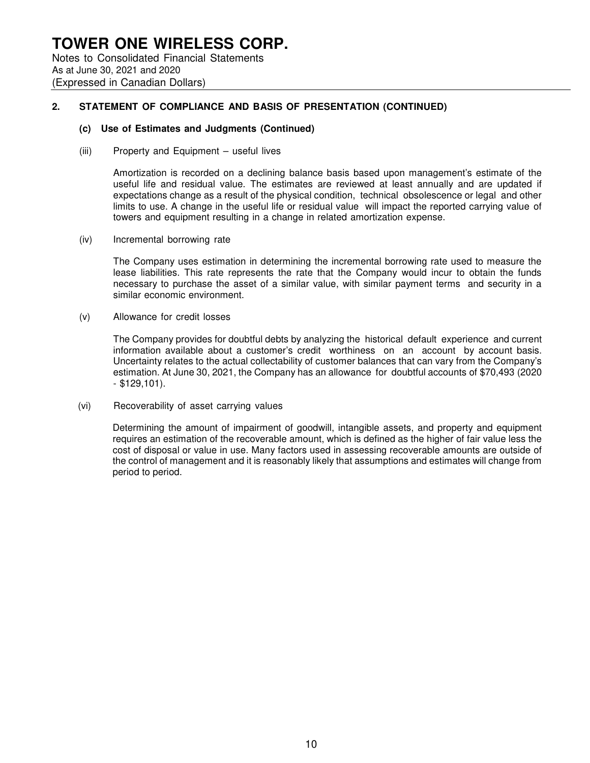## 2. STATEMENT OF COMPLIANCE AND BASIS OF PRESENTATION (CONTINUED)

### (c) Use of Estimates and Judgments (Continued)

(iii) Property and Equipment – useful lives

Amortization is recorded on a declining balance basis based upon management's estimate of the useful life and residual value. The estimates are reviewed at least annually and are updated if expectations change as a result of the physical condition, technical obsolescence or legal and other limits to use. A change in the useful life or residual value will impact the reported carrying value of towers and equipment resulting in a change in related amortization expense.

(iv) Incremental borrowing rate

The Company uses estimation in determining the incremental borrowing rate used to measure the lease liabilities. This rate represents the rate that the Company would incur to obtain the funds necessary to purchase the asset of a similar value, with similar payment terms and security in a similar economic environment.

(v) Allowance for credit losses

The Company provides for doubtful debts by analyzing the historical default experience and current information available about a customer's credit worthiness on an account by account basis. Uncertainty relates to the actual collectability of customer balances that can vary from the Company's estimation. At June 30, 2021, the Company has an allowance for doubtful accounts of $70,493 (2020 - $129,101).

(vi) Recoverability of asset carrying values

Determining the amount of impairment of goodwill, intangible assets, and property and equipment requires an estimation of the recoverable amount, which is defined as the higher of fair value less the cost of disposal or value in use. Many factors used in assessing recoverable amounts are outside of the control of management and it is reasonably likely that assumptions and estimates will change from period to period.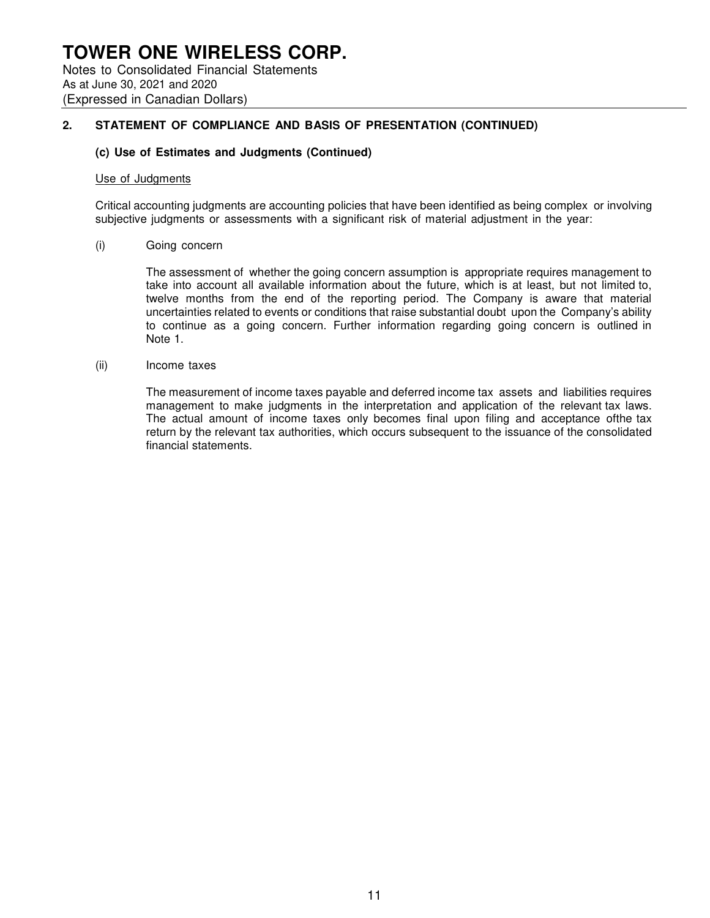## 2. STATEMENT OF COMPLIANCE AND BASIS OF PRESENTATION (CONTINUED)

### (c) Use of Estimates and Judgments (Continued)

Use of Judgments

Critical accounting judgments are accounting policies that have been identified as being complex or involving subjective judgments or assessments with a significant risk of material adjustment in the year:

(i) Going concern

The assessment of whether the going concern assumption is appropriate requires management to take into account all available information about the future, which is at least, but not limited to, twelve months from the end of the reporting period. The Company is aware that material uncertainties related to events or conditions that raise substantial doubt upon the Company's ability to continue as a going concern. Further information regarding going concern is outlined in Note 1.

(ii) Income taxes

The measurement of income taxes payable and deferred income tax assets and liabilities requires management to make judgments in the interpretation and application of the relevant tax laws. The actual amount of income taxes only becomes final upon filing and acceptance ofthe tax return by the relevant tax authorities, which occurs subsequent to the issuance of the consolidated financial statements.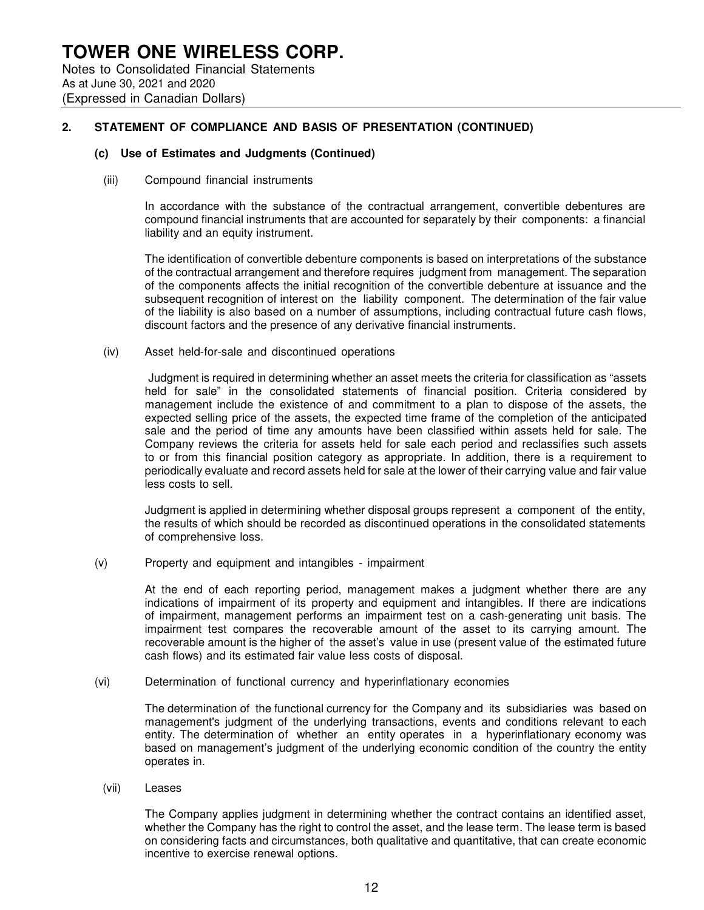## 2. STATEMENT OF COMPLIANCE AND BASIS OF PRESENTATION (CONTINUED)

### (c) Use of Estimates and Judgments (Continued)

(iii) Compound financial instruments

In accordance with the substance of the contractual arrangement, convertible debentures are compound financial instruments that are accounted for separately by their components: a financial liability and an equity instrument.

The identification of convertible debenture components is based on interpretations of the substance of the contractual arrangement and therefore requires judgment from management. The separation of the components affects the initial recognition of the convertible debenture at issuance and the subsequent recognition of interest on the liability component. The determination of the fair value of the liability is also based on a number of assumptions, including contractual future cash flows, discount factors and the presence of any derivative financial instruments.

(iv) Asset held-for-sale and discontinued operations

Judgment is required in determining whether an asset meets the criteria for classification as "assets held for sale" in the consolidated statements of financial position. Criteria considered by management include the existence of and commitment to a plan to dispose of the assets, the expected selling price of the assets, the expected time frame of the completion of the anticipated sale and the period of time any amounts have been classified within assets held for sale. The Company reviews the criteria for assets held for sale each period and reclassifies such assets to or from this financial position category as appropriate. In addition, there is a requirement to periodically evaluate and record assets held for sale at the lower of their carrying value and fair value less costs to sell.

Judgment is applied in determining whether disposal groups represent a component of the entity, the results of which should be recorded as discontinued operations in the consolidated statements of comprehensive loss.

(v) Property and equipment and intangibles - impairment

At the end of each reporting period, management makes a judgment whether there are any indications of impairment of its property and equipment and intangibles. If there are indications of impairment, management performs an impairment test on a cash-generating unit basis. The impairment test compares the recoverable amount of the asset to its carrying amount. The recoverable amount is the higher of the asset's value in use (present value of the estimated future cash flows) and its estimated fair value less costs of disposal.

(vi) Determination of functional currency and hyperinflationary economies

The determination of the functional currency for the Company and its subsidiaries was based on management's judgment of the underlying transactions, events and conditions relevant to each entity. The determination of whether an entity operates in a hyperinflationary economy was based on management's judgment of the underlying economic condition of the country the entity operates in.

(vii) Leases

The Company applies judgment in determining whether the contract contains an identified asset, whether the Company has the right to control the asset, and the lease term. The lease term is based on considering facts and circumstances, both qualitative and quantitative, that can create economic incentive to exercise renewal options.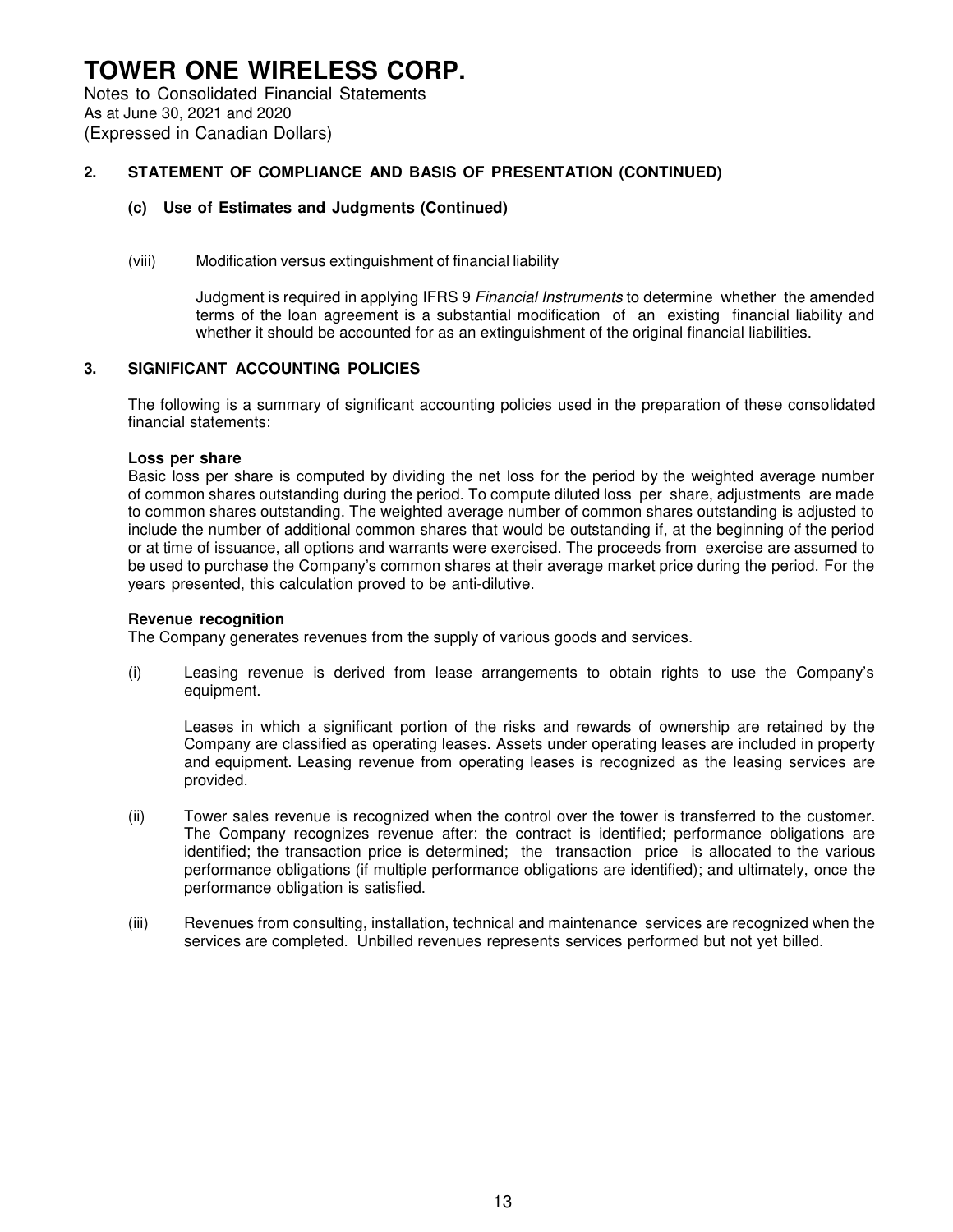## 2. STATEMENT OF COMPLIANCE AND BASIS OF PRESENTATION (CONTINUED)

### (c) Use of Estimates and Judgments (Continued)

(viii) Modification versus extinguishment of financial liability

Judgment is required in applying IFRS 9 *Financial Instruments* to determine whether the amended terms of the loan agreement is a substantial modification of an existing financial liability and whether it should be accounted for as an extinguishment of the original financial liabilities.

## 3. SIGNIFICANT ACCOUNTING POLICIES

The following is a summary of significant accounting policies used in the preparation of these consolidated financial statements:

**Loss per share**

Basic loss per share is computed by dividing the net loss for the period by the weighted average number of common shares outstanding during the period. To compute diluted loss per share, adjustments are made to common shares outstanding. The weighted average number of common shares outstanding is adjusted to include the number of additional common shares that would be outstanding if, at the beginning of the period or at time of issuance, all options and warrants were exercised. The proceeds from exercise are assumed to be used to purchase the Company's common shares at their average market price during the period. For the years presented, this calculation proved to be anti-dilutive.

**Revenue recognition**

The Company generates revenues from the supply of various goods and services.

(i) Leasing revenue is derived from lease arrangements to obtain rights to use the Company's equipment.

Leases in which a significant portion of the risks and rewards of ownership are retained by the Company are classified as operating leases. Assets under operating leases are included in property and equipment. Leasing revenue from operating leases is recognized as the leasing services are provided.

(ii) Tower sales revenue is recognized when the control over the tower is transferred to the customer. The Company recognizes revenue after: the contract is identified; performance obligations are identified; the transaction price is determined; the transaction price is allocated to the various performance obligations (if multiple performance obligations are identified); and ultimately, once the performance obligation is satisfied.

(iii) Revenues from consulting, installation, technical and maintenance services are recognized when the services are completed. Unbilled revenues represents services performed but not yet billed.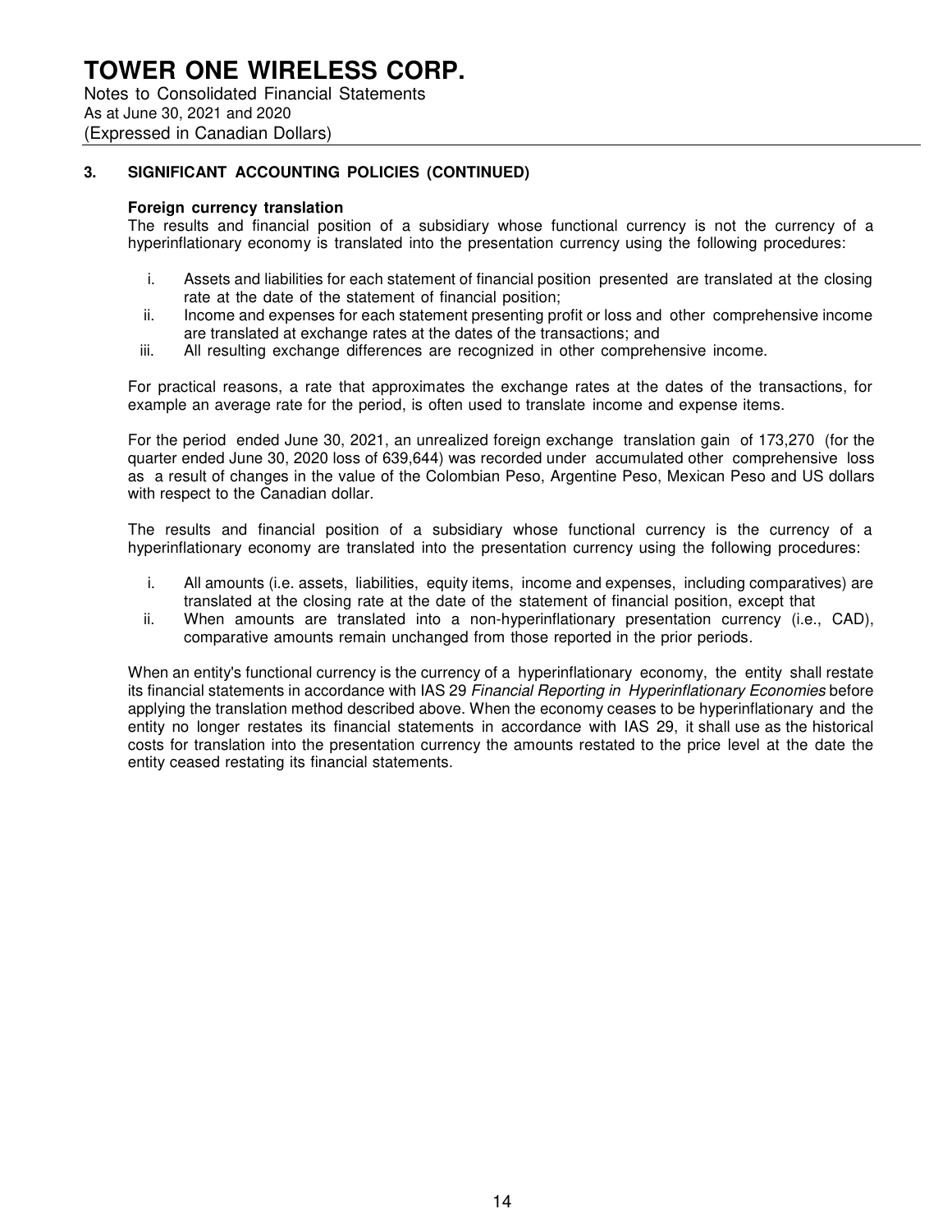### 3. SIGNIFICANT ACCOUNTING POLICIES (CONTINUED)

**Foreign currency translation**

The results and financial position of a subsidiary whose functional currency is not the currency of a hyperinflationary economy is translated into the presentation currency using the following procedures:

i. Assets and liabilities for each statement of financial position presented are translated at the closing rate at the date of the statement of financial position;
ii. Income and expenses for each statement presenting profit or loss and other comprehensive income are translated at exchange rates at the dates of the transactions; and
iii. All resulting exchange differences are recognized in other comprehensive income.

For practical reasons, a rate that approximates the exchange rates at the dates of the transactions, for example an average rate for the period, is often used to translate income and expense items.

For the period ended June 30, 2021, an unrealized foreign exchange translation gain of 173,270 (for the quarter ended June 30, 2020 loss of 639,644) was recorded under accumulated other comprehensive loss as a result of changes in the value of the Colombian Peso, Argentine Peso, Mexican Peso and US dollars with respect to the Canadian dollar.

The results and financial position of a subsidiary whose functional currency is the currency of a hyperinflationary economy are translated into the presentation currency using the following procedures:

i. All amounts (i.e. assets, liabilities, equity items, income and expenses, including comparatives) are translated at the closing rate at the date of the statement of financial position, except that
ii. When amounts are translated into a non-hyperinflationary presentation currency (i.e., CAD), comparative amounts remain unchanged from those reported in the prior periods.

When an entity's functional currency is the currency of a hyperinflationary economy, the entity shall restate its financial statements in accordance with IAS 29 *Financial Reporting in Hyperinflationary Economies* before applying the translation method described above. When the economy ceases to be hyperinflationary and the entity no longer restates its financial statements in accordance with IAS 29, it shall use as the historical costs for translation into the presentation currency the amounts restated to the price level at the date the entity ceased restating its financial statements.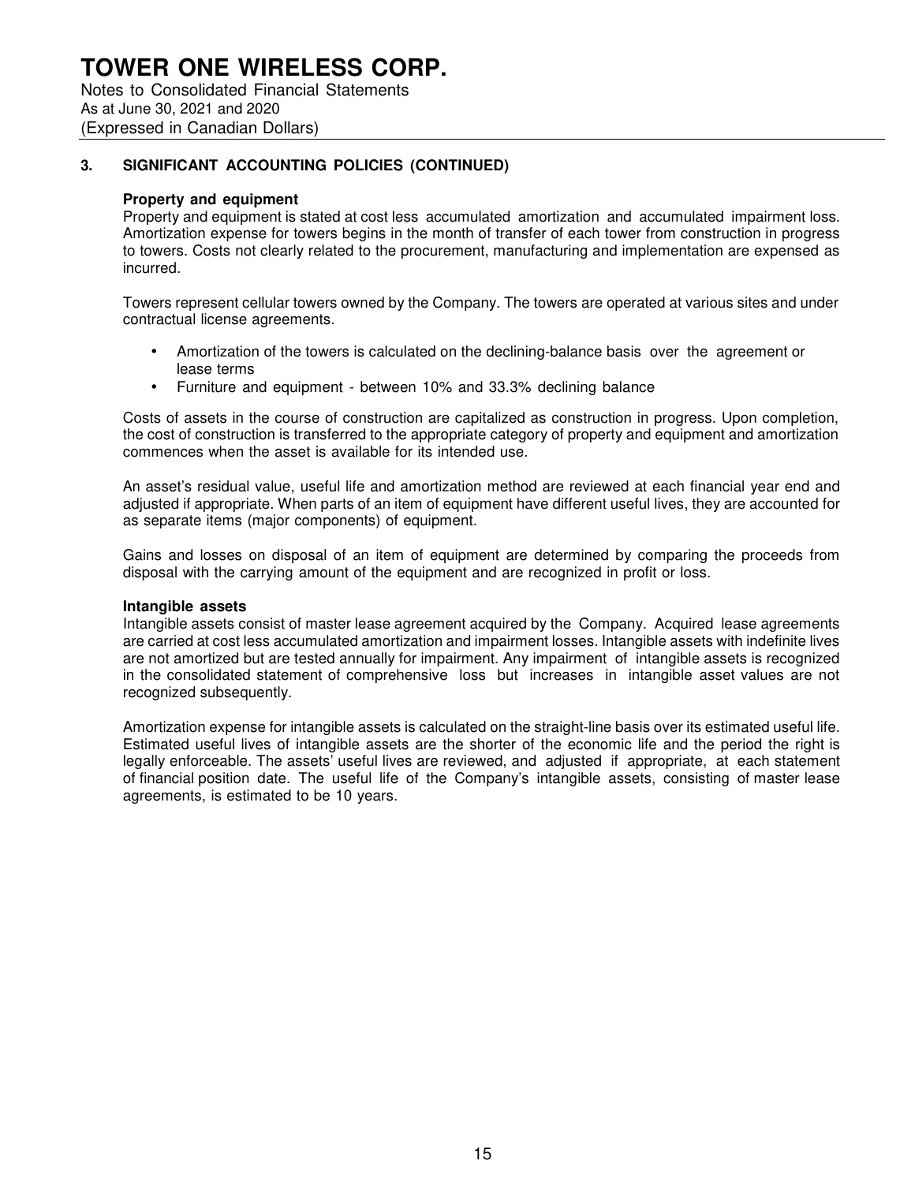# TOWER ONE WIRELESS CORP.

Notes to Consolidated Financial Statements
As at June 30, 2021 and 2020
(Expressed in Canadian Dollars)

## 3. SIGNIFICANT ACCOUNTING POLICIES (CONTINUED)

**Property and equipment**

Property and equipment is stated at cost less accumulated amortization and accumulated impairment loss. Amortization expense for towers begins in the month of transfer of each tower from construction in progress to towers. Costs not clearly related to the procurement, manufacturing and implementation are expensed as incurred.

Towers represent cellular towers owned by the Company. The towers are operated at various sites and under contractual license agreements.

- Amortization of the towers is calculated on the declining-balance basis over the agreement or lease terms
- Furniture and equipment - between 10% and 33.3% declining balance

Costs of assets in the course of construction are capitalized as construction in progress. Upon completion, the cost of construction is transferred to the appropriate category of property and equipment and amortization commences when the asset is available for its intended use.

An asset's residual value, useful life and amortization method are reviewed at each financial year end and adjusted if appropriate. When parts of an item of equipment have different useful lives, they are accounted for as separate items (major components) of equipment.

Gains and losses on disposal of an item of equipment are determined by comparing the proceeds from disposal with the carrying amount of the equipment and are recognized in profit or loss.

**Intangible assets**

Intangible assets consist of master lease agreement acquired by the Company. Acquired lease agreements are carried at cost less accumulated amortization and impairment losses. Intangible assets with indefinite lives are not amortized but are tested annually for impairment. Any impairment of intangible assets is recognized in the consolidated statement of comprehensive loss but increases in intangible asset values are not recognized subsequently.

Amortization expense for intangible assets is calculated on the straight-line basis over its estimated useful life. Estimated useful lives of intangible assets are the shorter of the economic life and the period the right is legally enforceable. The assets' useful lives are reviewed, and adjusted if appropriate, at each statement of financial position date. The useful life of the Company's intangible assets, consisting of master lease agreements, is estimated to be 10 years.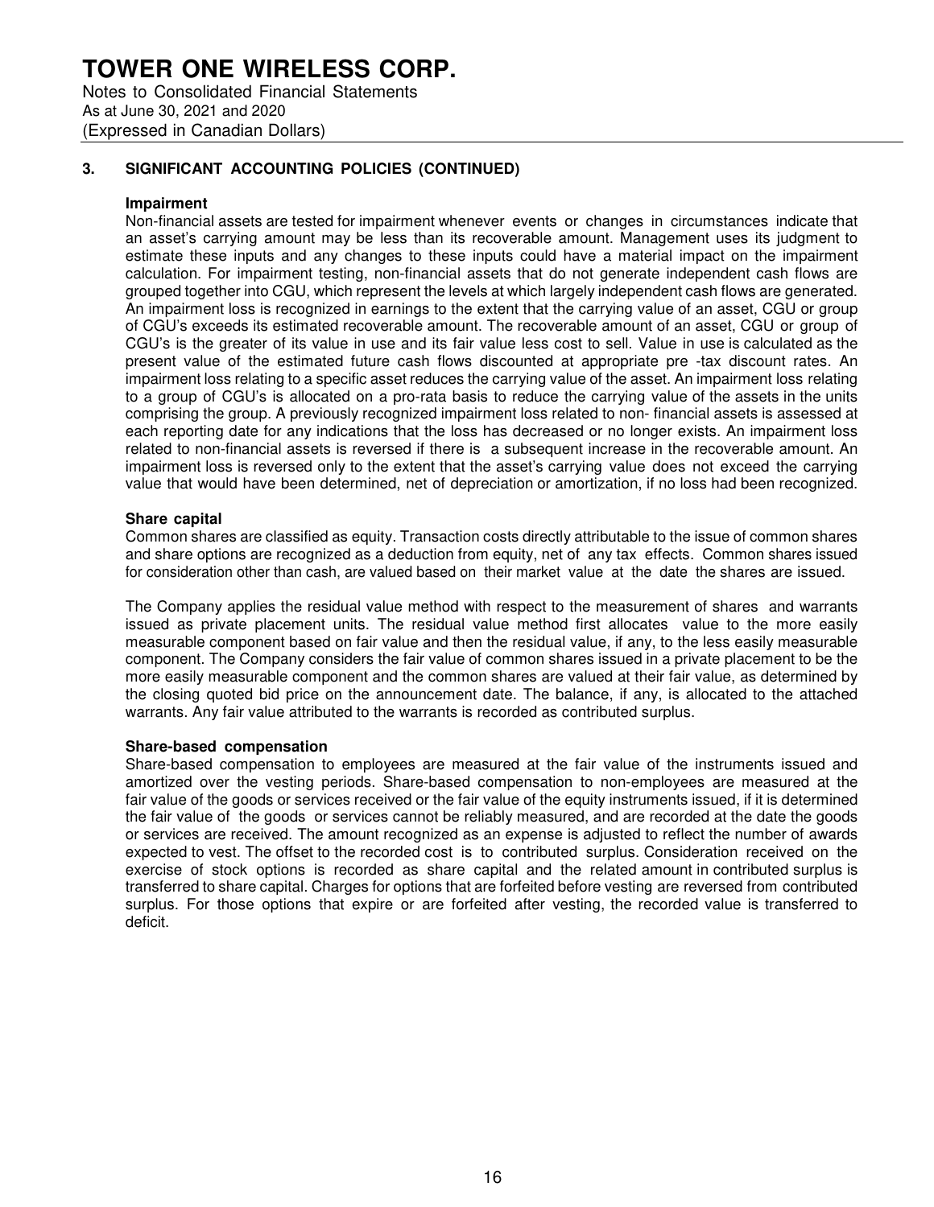### 3. SIGNIFICANT ACCOUNTING POLICIES (CONTINUED)

**Impairment**

Non-financial assets are tested for impairment whenever events or changes in circumstances indicate that an asset's carrying amount may be less than its recoverable amount. Management uses its judgment to estimate these inputs and any changes to these inputs could have a material impact on the impairment calculation. For impairment testing, non-financial assets that do not generate independent cash flows are grouped together into CGU, which represent the levels at which largely independent cash flows are generated. An impairment loss is recognized in earnings to the extent that the carrying value of an asset, CGU or group of CGU's exceeds its estimated recoverable amount. The recoverable amount of an asset, CGU or group of CGU's is the greater of its value in use and its fair value less cost to sell. Value in use is calculated as the present value of the estimated future cash flows discounted at appropriate pre -tax discount rates. An impairment loss relating to a specific asset reduces the carrying value of the asset. An impairment loss relating to a group of CGU's is allocated on a pro-rata basis to reduce the carrying value of the assets in the units comprising the group. A previously recognized impairment loss related to non- financial assets is assessed at each reporting date for any indications that the loss has decreased or no longer exists. An impairment loss related to non-financial assets is reversed if there is a subsequent increase in the recoverable amount. An impairment loss is reversed only to the extent that the asset's carrying value does not exceed the carrying value that would have been determined, net of depreciation or amortization, if no loss had been recognized.

**Share capital**

Common shares are classified as equity. Transaction costs directly attributable to the issue of common shares and share options are recognized as a deduction from equity, net of any tax effects. Common shares issued for consideration other than cash, are valued based on their market value at the date the shares are issued.

The Company applies the residual value method with respect to the measurement of shares and warrants issued as private placement units. The residual value method first allocates value to the more easily measurable component based on fair value and then the residual value, if any, to the less easily measurable component. The Company considers the fair value of common shares issued in a private placement to be the more easily measurable component and the common shares are valued at their fair value, as determined by the closing quoted bid price on the announcement date. The balance, if any, is allocated to the attached warrants. Any fair value attributed to the warrants is recorded as contributed surplus.

**Share-based compensation**

Share-based compensation to employees are measured at the fair value of the instruments issued and amortized over the vesting periods. Share-based compensation to non-employees are measured at the fair value of the goods or services received or the fair value of the equity instruments issued, if it is determined the fair value of the goods or services cannot be reliably measured, and are recorded at the date the goods or services are received. The amount recognized as an expense is adjusted to reflect the number of awards expected to vest. The offset to the recorded cost is to contributed surplus. Consideration received on the exercise of stock options is recorded as share capital and the related amount in contributed surplus is transferred to share capital. Charges for options that are forfeited before vesting are reversed from contributed surplus. For those options that expire or are forfeited after vesting, the recorded value is transferred to deficit.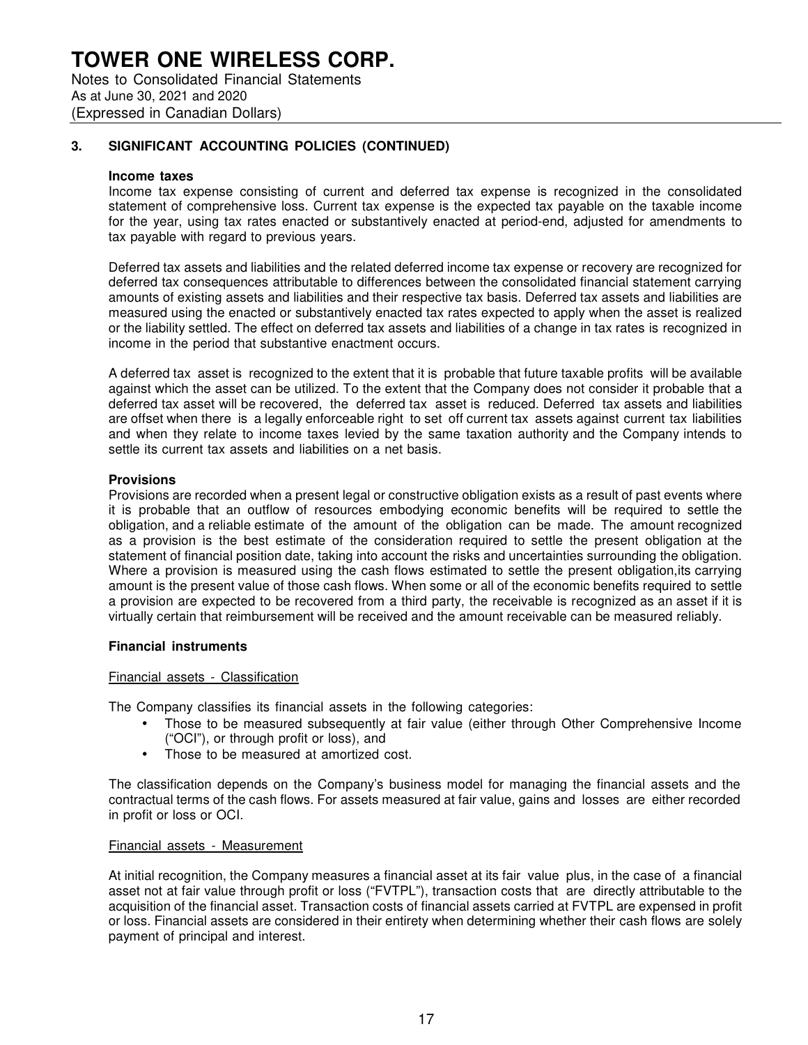# TOWER ONE WIRELESS CORP.

Notes to Consolidated Financial Statements
As at June 30, 2021 and 2020
(Expressed in Canadian Dollars)

## 3. SIGNIFICANT ACCOUNTING POLICIES (CONTINUED)

**Income taxes**

Income tax expense consisting of current and deferred tax expense is recognized in the consolidated statement of comprehensive loss. Current tax expense is the expected tax payable on the taxable income for the year, using tax rates enacted or substantively enacted at period-end, adjusted for amendments to tax payable with regard to previous years.

Deferred tax assets and liabilities and the related deferred income tax expense or recovery are recognized for deferred tax consequences attributable to differences between the consolidated financial statement carrying amounts of existing assets and liabilities and their respective tax basis. Deferred tax assets and liabilities are measured using the enacted or substantively enacted tax rates expected to apply when the asset is realized or the liability settled. The effect on deferred tax assets and liabilities of a change in tax rates is recognized in income in the period that substantive enactment occurs.

A deferred tax asset is recognized to the extent that it is probable that future taxable profits will be available against which the asset can be utilized. To the extent that the Company does not consider it probable that a deferred tax asset will be recovered, the deferred tax asset is reduced. Deferred tax assets and liabilities are offset when there is a legally enforceable right to set off current tax assets against current tax liabilities and when they relate to income taxes levied by the same taxation authority and the Company intends to settle its current tax assets and liabilities on a net basis.

**Provisions**

Provisions are recorded when a present legal or constructive obligation exists as a result of past events where it is probable that an outflow of resources embodying economic benefits will be required to settle the obligation, and a reliable estimate of the amount of the obligation can be made. The amount recognized as a provision is the best estimate of the consideration required to settle the present obligation at the statement of financial position date, taking into account the risks and uncertainties surrounding the obligation. Where a provision is measured using the cash flows estimated to settle the present obligation,its carrying amount is the present value of those cash flows. When some or all of the economic benefits required to settle a provision are expected to be recovered from a third party, the receivable is recognized as an asset if it is virtually certain that reimbursement will be received and the amount receivable can be measured reliably.

**Financial instruments**

Financial assets - Classification

The Company classifies its financial assets in the following categories:

- Those to be measured subsequently at fair value (either through Other Comprehensive Income ("OCI"), or through profit or loss), and
- Those to be measured at amortized cost.

The classification depends on the Company's business model for managing the financial assets and the contractual terms of the cash flows. For assets measured at fair value, gains and losses are either recorded in profit or loss or OCI.

Financial assets - Measurement

At initial recognition, the Company measures a financial asset at its fair value plus, in the case of a financial asset not at fair value through profit or loss ("FVTPL"), transaction costs that are directly attributable to the acquisition of the financial asset. Transaction costs of financial assets carried at FVTPL are expensed in profit or loss. Financial assets are considered in their entirety when determining whether their cash flows are solely payment of principal and interest.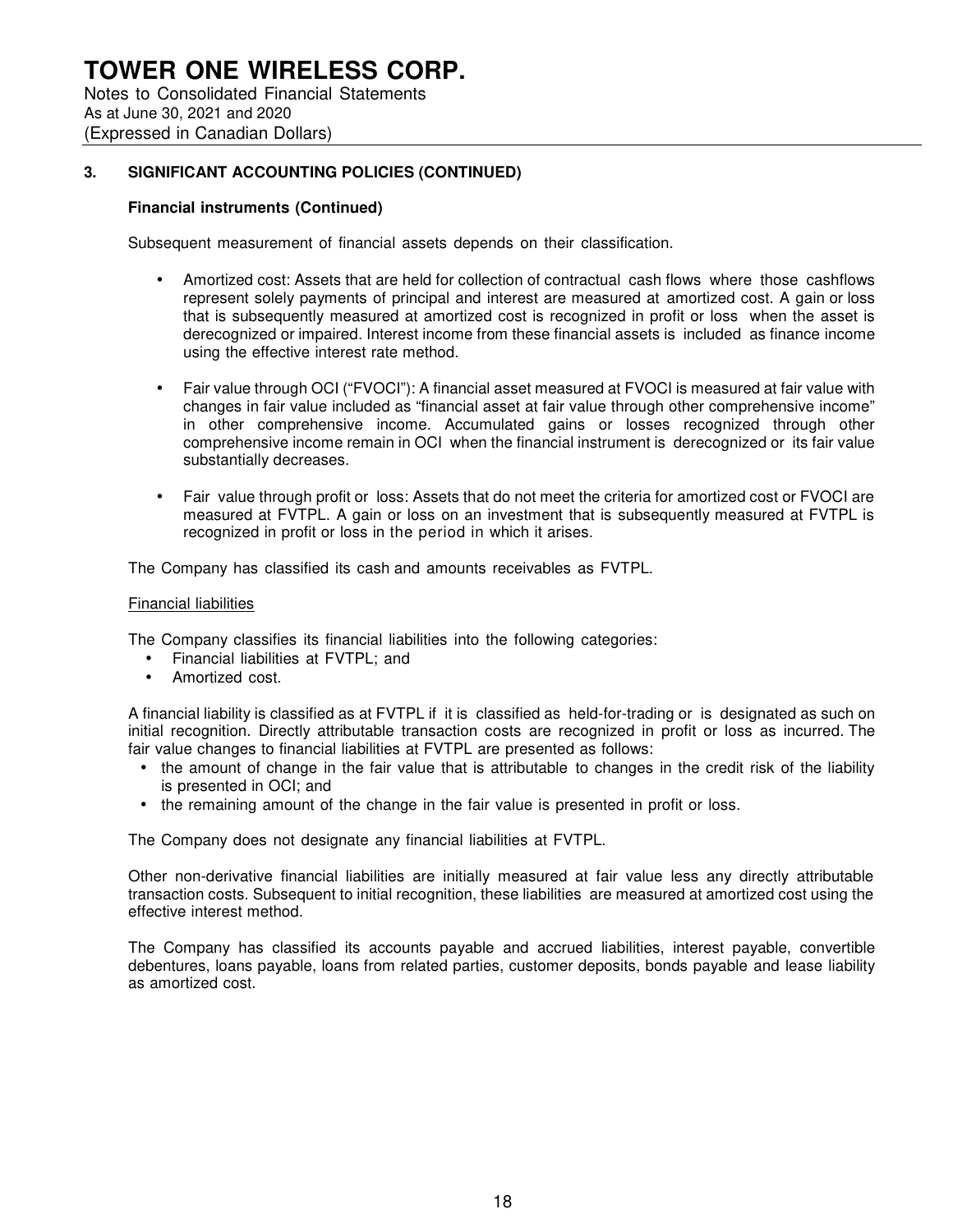### 3. SIGNIFICANT ACCOUNTING POLICIES (CONTINUED)

**Financial instruments (Continued)**

Subsequent measurement of financial assets depends on their classification.

- Amortized cost: Assets that are held for collection of contractual cash flows where those cashflows represent solely payments of principal and interest are measured at amortized cost. A gain or loss that is subsequently measured at amortized cost is recognized in profit or loss when the asset is derecognized or impaired. Interest income from these financial assets is included as finance income using the effective interest rate method.

- Fair value through OCI ("FVOCI"): A financial asset measured at FVOCI is measured at fair value with changes in fair value included as "financial asset at fair value through other comprehensive income" in other comprehensive income. Accumulated gains or losses recognized through other comprehensive income remain in OCI when the financial instrument is derecognized or its fair value substantially decreases.

- Fair value through profit or loss: Assets that do not meet the criteria for amortized cost or FVOCI are measured at FVTPL. A gain or loss on an investment that is subsequently measured at FVTPL is recognized in profit or loss in the period in which it arises.

The Company has classified its cash and amounts receivables as FVTPL.

<u>Financial liabilities</u>

The Company classifies its financial liabilities into the following categories:

- Financial liabilities at FVTPL; and
- Amortized cost.

A financial liability is classified as at FVTPL if it is classified as held-for-trading or is designated as such on initial recognition. Directly attributable transaction costs are recognized in profit or loss as incurred. The fair value changes to financial liabilities at FVTPL are presented as follows:

- the amount of change in the fair value that is attributable to changes in the credit risk of the liability is presented in OCI; and
- the remaining amount of the change in the fair value is presented in profit or loss.

The Company does not designate any financial liabilities at FVTPL.

Other non-derivative financial liabilities are initially measured at fair value less any directly attributable transaction costs. Subsequent to initial recognition, these liabilities are measured at amortized cost using the effective interest method.

The Company has classified its accounts payable and accrued liabilities, interest payable, convertible debentures, loans payable, loans from related parties, customer deposits, bonds payable and lease liability as amortized cost.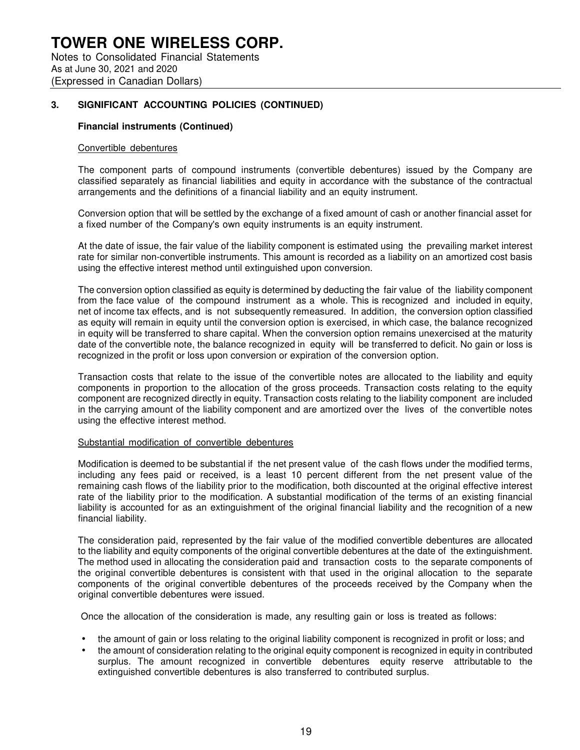# TOWER ONE WIRELESS CORP.

Notes to Consolidated Financial Statements
As at June 30, 2021 and 2020
(Expressed in Canadian Dollars)

## 3. SIGNIFICANT ACCOUNTING POLICIES (CONTINUED)

### Financial instruments (Continued)

Convertible debentures

The component parts of compound instruments (convertible debentures) issued by the Company are classified separately as financial liabilities and equity in accordance with the substance of the contractual arrangements and the definitions of a financial liability and an equity instrument.

Conversion option that will be settled by the exchange of a fixed amount of cash or another financial asset for a fixed number of the Company's own equity instruments is an equity instrument.

At the date of issue, the fair value of the liability component is estimated using the prevailing market interest rate for similar non-convertible instruments. This amount is recorded as a liability on an amortized cost basis using the effective interest method until extinguished upon conversion.

The conversion option classified as equity is determined by deducting the fair value of the liability component from the face value of the compound instrument as a whole. This is recognized and included in equity, net of income tax effects, and is not subsequently remeasured. In addition, the conversion option classified as equity will remain in equity until the conversion option is exercised, in which case, the balance recognized in equity will be transferred to share capital. When the conversion option remains unexercised at the maturity date of the convertible note, the balance recognized in equity will be transferred to deficit. No gain or loss is recognized in the profit or loss upon conversion or expiration of the conversion option.

Transaction costs that relate to the issue of the convertible notes are allocated to the liability and equity components in proportion to the allocation of the gross proceeds. Transaction costs relating to the equity component are recognized directly in equity. Transaction costs relating to the liability component are included in the carrying amount of the liability component and are amortized over the lives of the convertible notes using the effective interest method.

Substantial modification of convertible debentures

Modification is deemed to be substantial if the net present value of the cash flows under the modified terms, including any fees paid or received, is a least 10 percent different from the net present value of the remaining cash flows of the liability prior to the modification, both discounted at the original effective interest rate of the liability prior to the modification. A substantial modification of the terms of an existing financial liability is accounted for as an extinguishment of the original financial liability and the recognition of a new financial liability.

The consideration paid, represented by the fair value of the modified convertible debentures are allocated to the liability and equity components of the original convertible debentures at the date of the extinguishment. The method used in allocating the consideration paid and transaction costs to the separate components of the original convertible debentures is consistent with that used in the original allocation to the separate components of the original convertible debentures of the proceeds received by the Company when the original convertible debentures were issued.

Once the allocation of the consideration is made, any resulting gain or loss is treated as follows:

- the amount of gain or loss relating to the original liability component is recognized in profit or loss; and
- the amount of consideration relating to the original equity component is recognized in equity in contributed surplus. The amount recognized in convertible debentures equity reserve attributable to the extinguished convertible debentures is also transferred to contributed surplus.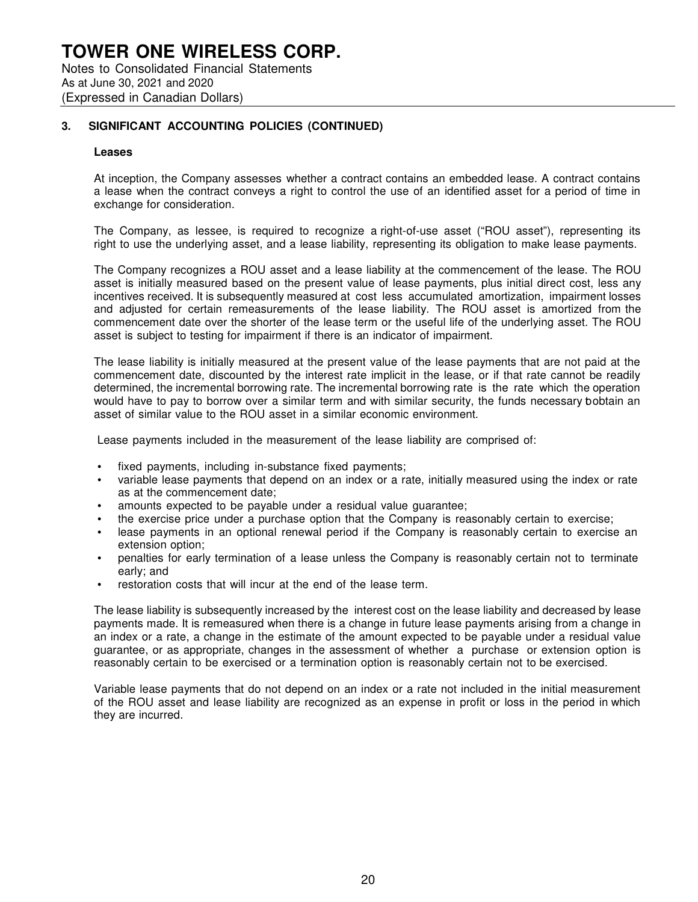## 3. SIGNIFICANT ACCOUNTING POLICIES (CONTINUED)

### Leases

At inception, the Company assesses whether a contract contains an embedded lease. A contract contains a lease when the contract conveys a right to control the use of an identified asset for a period of time in exchange for consideration.

The Company, as lessee, is required to recognize a right-of-use asset ("ROU asset"), representing its right to use the underlying asset, and a lease liability, representing its obligation to make lease payments.

The Company recognizes a ROU asset and a lease liability at the commencement of the lease. The ROU asset is initially measured based on the present value of lease payments, plus initial direct cost, less any incentives received. It is subsequently measured at cost less accumulated amortization, impairment losses and adjusted for certain remeasurements of the lease liability. The ROU asset is amortized from the commencement date over the shorter of the lease term or the useful life of the underlying asset. The ROU asset is subject to testing for impairment if there is an indicator of impairment.

The lease liability is initially measured at the present value of the lease payments that are not paid at the commencement date, discounted by the interest rate implicit in the lease, or if that rate cannot be readily determined, the incremental borrowing rate. The incremental borrowing rate is the rate which the operation would have to pay to borrow over a similar term and with similar security, the funds necessary to obtain an asset of similar value to the ROU asset in a similar economic environment.

Lease payments included in the measurement of the lease liability are comprised of:

- fixed payments, including in-substance fixed payments;
- variable lease payments that depend on an index or a rate, initially measured using the index or rate as at the commencement date;
- amounts expected to be payable under a residual value guarantee;
- the exercise price under a purchase option that the Company is reasonably certain to exercise;
- lease payments in an optional renewal period if the Company is reasonably certain to exercise an extension option;
- penalties for early termination of a lease unless the Company is reasonably certain not to terminate early; and
- restoration costs that will incur at the end of the lease term.

The lease liability is subsequently increased by the interest cost on the lease liability and decreased by lease payments made. It is remeasured when there is a change in future lease payments arising from a change in an index or a rate, a change in the estimate of the amount expected to be payable under a residual value guarantee, or as appropriate, changes in the assessment of whether a purchase or extension option is reasonably certain to be exercised or a termination option is reasonably certain not to be exercised.

Variable lease payments that do not depend on an index or a rate not included in the initial measurement of the ROU asset and lease liability are recognized as an expense in profit or loss in the period in which they are incurred.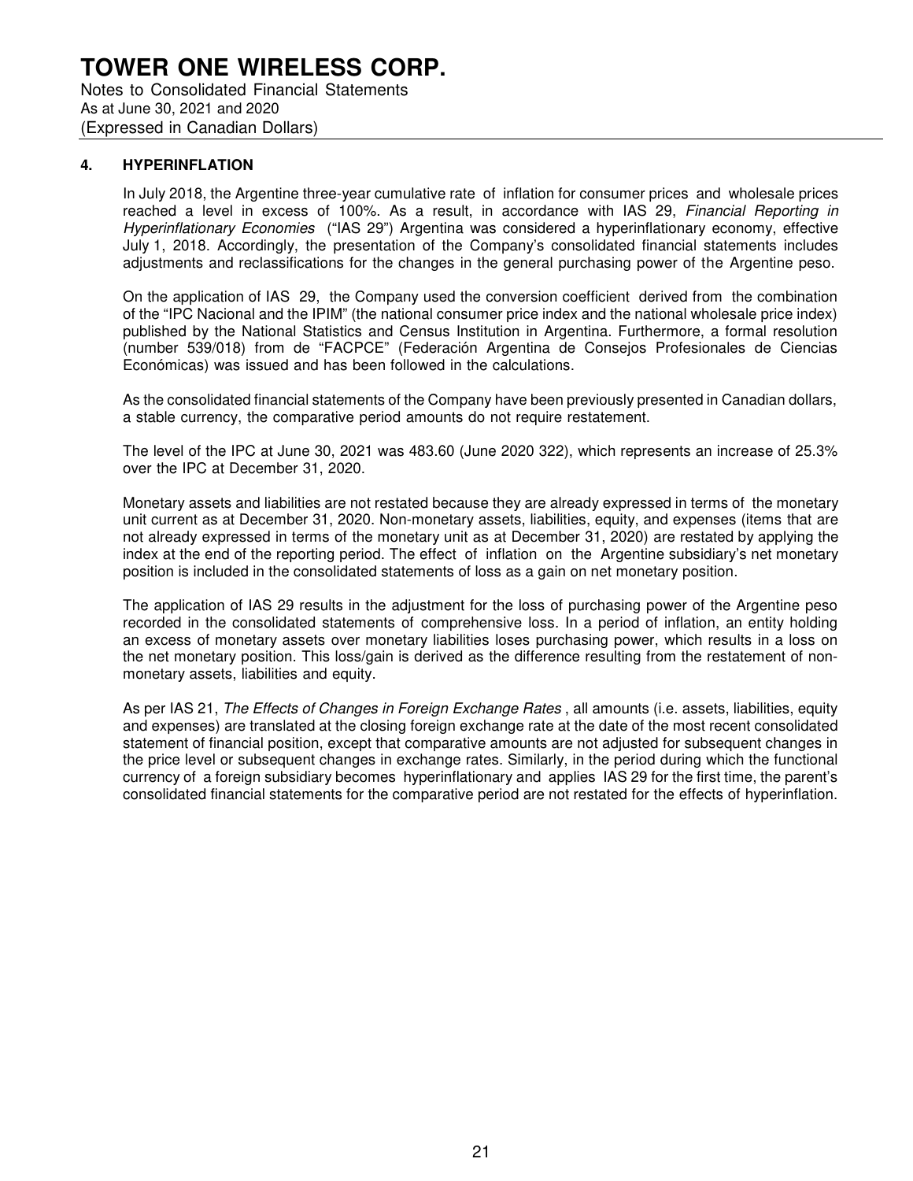# TOWER ONE WIRELESS CORP.

Notes to Consolidated Financial Statements
As at June 30, 2021 and 2020
(Expressed in Canadian Dollars)

## 4. HYPERINFLATION

In July 2018, the Argentine three-year cumulative rate of inflation for consumer prices and wholesale prices reached a level in excess of 100%. As a result, in accordance with IAS 29, *Financial Reporting in Hyperinflationary Economies* ("IAS 29") Argentina was considered a hyperinflationary economy, effective July 1, 2018. Accordingly, the presentation of the Company's consolidated financial statements includes adjustments and reclassifications for the changes in the general purchasing power of the Argentine peso.

On the application of IAS 29, the Company used the conversion coefficient derived from the combination of the "IPC Nacional and the IPIM" (the national consumer price index and the national wholesale price index) published by the National Statistics and Census Institution in Argentina. Furthermore, a formal resolution (number 539/018) from de "FACPCE" (Federación Argentina de Consejos Profesionales de Ciencias Económicas) was issued and has been followed in the calculations.

As the consolidated financial statements of the Company have been previously presented in Canadian dollars, a stable currency, the comparative period amounts do not require restatement.

The level of the IPC at June 30, 2021 was 483.60 (June 2020 322), which represents an increase of 25.3% over the IPC at December 31, 2020.

Monetary assets and liabilities are not restated because they are already expressed in terms of the monetary unit current as at December 31, 2020. Non-monetary assets, liabilities, equity, and expenses (items that are not already expressed in terms of the monetary unit as at December 31, 2020) are restated by applying the index at the end of the reporting period. The effect of inflation on the Argentine subsidiary's net monetary position is included in the consolidated statements of loss as a gain on net monetary position.

The application of IAS 29 results in the adjustment for the loss of purchasing power of the Argentine peso recorded in the consolidated statements of comprehensive loss. In a period of inflation, an entity holding an excess of monetary assets over monetary liabilities loses purchasing power, which results in a loss on the net monetary position. This loss/gain is derived as the difference resulting from the restatement of non-monetary assets, liabilities and equity.

As per IAS 21, *The Effects of Changes in Foreign Exchange Rates* , all amounts (i.e. assets, liabilities, equity and expenses) are translated at the closing foreign exchange rate at the date of the most recent consolidated statement of financial position, except that comparative amounts are not adjusted for subsequent changes in the price level or subsequent changes in exchange rates. Similarly, in the period during which the functional currency of a foreign subsidiary becomes hyperinflationary and applies IAS 29 for the first time, the parent's consolidated financial statements for the comparative period are not restated for the effects of hyperinflation.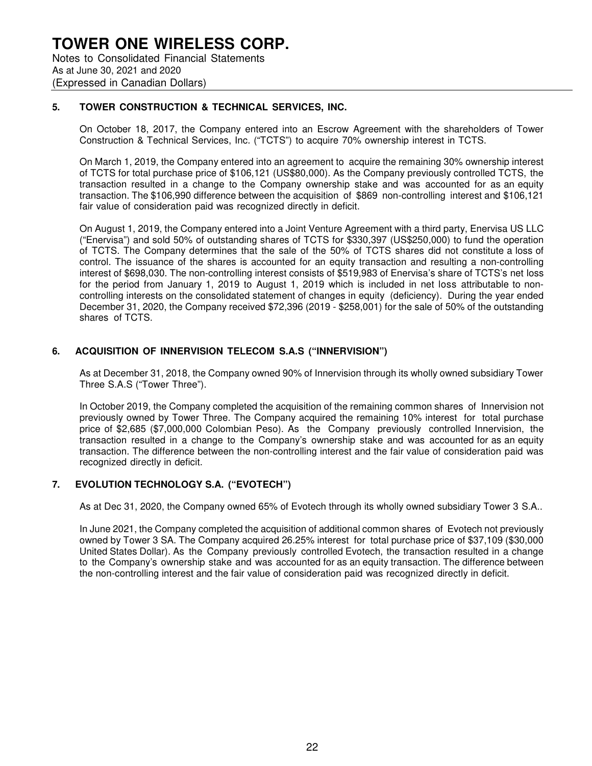# TOWER ONE WIRELESS CORP.

Notes to Consolidated Financial Statements
As at June 30, 2021 and 2020
(Expressed in Canadian Dollars)

## 5. TOWER CONSTRUCTION & TECHNICAL SERVICES, INC.

On October 18, 2017, the Company entered into an Escrow Agreement with the shareholders of Tower Construction & Technical Services, Inc. ("TCTS") to acquire 70% ownership interest in TCTS.

On March 1, 2019, the Company entered into an agreement to acquire the remaining 30% ownership interest of TCTS for total purchase price of $106,121 (US$80,000). As the Company previously controlled TCTS, the transaction resulted in a change to the Company ownership stake and was accounted for as an equity transaction. The $106,990 difference between the acquisition of $869 non-controlling interest and $106,121 fair value of consideration paid was recognized directly in deficit.

On August 1, 2019, the Company entered into a Joint Venture Agreement with a third party, Enervisa US LLC ("Enervisa") and sold 50% of outstanding shares of TCTS for $330,397 (US$250,000) to fund the operation of TCTS. The Company determines that the sale of the 50% of TCTS shares did not constitute a loss of control. The issuance of the shares is accounted for an equity transaction and resulting a non-controlling interest of $698,030. The non-controlling interest consists of $519,983 of Enervisa's share of TCTS's net loss for the period from January 1, 2019 to August 1, 2019 which is included in net loss attributable to non-controlling interests on the consolidated statement of changes in equity (deficiency). During the year ended December 31, 2020, the Company received $72,396 (2019 - $258,001) for the sale of 50% of the outstanding shares of TCTS.

## 6. ACQUISITION OF INNERVISION TELECOM S.A.S ("INNERVISION")

As at December 31, 2018, the Company owned 90% of Innervision through its wholly owned subsidiary Tower Three S.A.S ("Tower Three").

In October 2019, the Company completed the acquisition of the remaining common shares of Innervision not previously owned by Tower Three. The Company acquired the remaining 10% interest for total purchase price of $2,685 ($7,000,000 Colombian Peso). As the Company previously controlled Innervision, the transaction resulted in a change to the Company's ownership stake and was accounted for as an equity transaction. The difference between the non-controlling interest and the fair value of consideration paid was recognized directly in deficit.

## 7. EVOLUTION TECHNOLOGY S.A. ("EVOTECH")

As at Dec 31, 2020, the Company owned 65% of Evotech through its wholly owned subsidiary Tower 3 S.A..

In June 2021, the Company completed the acquisition of additional common shares of Evotech not previously owned by Tower 3 SA. The Company acquired 26.25% interest for total purchase price of $37,109 ($30,000 United States Dollar). As the Company previously controlled Evotech, the transaction resulted in a change to the Company's ownership stake and was accounted for as an equity transaction. The difference between the non-controlling interest and the fair value of consideration paid was recognized directly in deficit.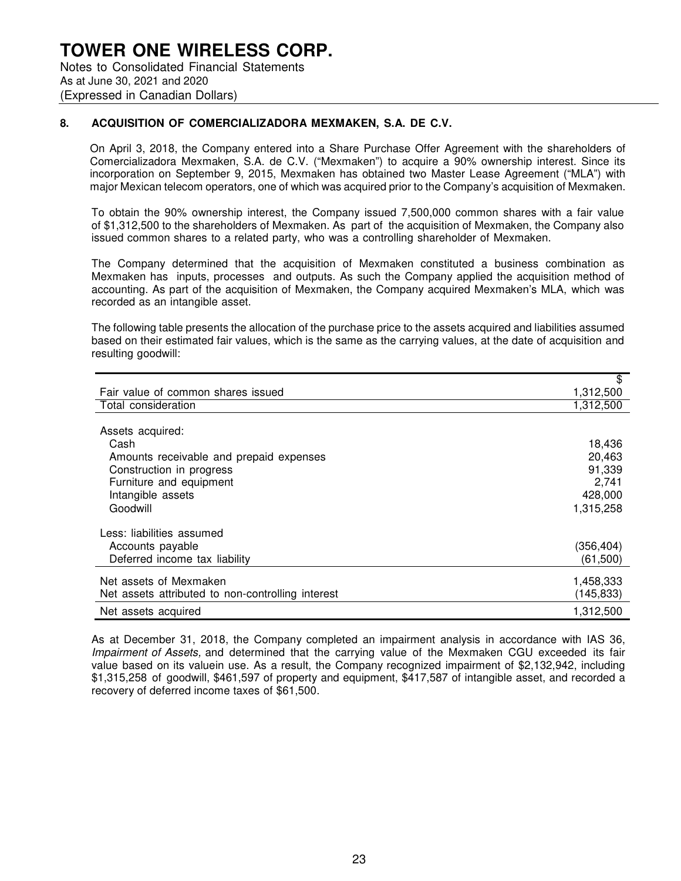# TOWER ONE WIRELESS CORP.

Notes to Consolidated Financial Statements
As at June 30, 2021 and 2020
(Expressed in Canadian Dollars)

## 8. ACQUISITION OF COMERCIALIZADORA MEXMAKEN, S.A. DE C.V.

On April 3, 2018, the Company entered into a Share Purchase Offer Agreement with the shareholders of Comercializadora Mexmaken, S.A. de C.V. ("Mexmaken") to acquire a 90% ownership interest. Since its incorporation on September 9, 2015, Mexmaken has obtained two Master Lease Agreement ("MLA") with major Mexican telecom operators, one of which was acquired prior to the Company's acquisition of Mexmaken.

To obtain the 90% ownership interest, the Company issued 7,500,000 common shares with a fair value of $1,312,500 to the shareholders of Mexmaken. As part of the acquisition of Mexmaken, the Company also issued common shares to a related party, who was a controlling shareholder of Mexmaken.

The Company determined that the acquisition of Mexmaken constituted a business combination as Mexmaken has inputs, processes and outputs. As such the Company applied the acquisition method of accounting. As part of the acquisition of Mexmaken, the Company acquired Mexmaken's MLA, which was recorded as an intangible asset.

The following table presents the allocation of the purchase price to the assets acquired and liabilities assumed based on their estimated fair values, which is the same as the carrying values, at the date of acquisition and resulting goodwill:

| | $ |
|---|---|
| Fair value of common shares issued | 1,312,500 |
| Total consideration | 1,312,500 |
| | |
| Assets acquired: | |
| Cash | 18,436 |
| Amounts receivable and prepaid expenses | 20,463 |
| Construction in progress | 91,339 |
| Furniture and equipment | 2,741 |
| Intangible assets | 428,000 |
| Goodwill | 1,315,258 |
| | |
| Less: liabilities assumed | |
| Accounts payable | (356,404) |
| Deferred income tax liability | (61,500) |
| Net assets of Mexmaken | 1,458,333 |
| Net assets attributed to non-controlling interest | (145,833) |
| Net assets acquired | 1,312,500 |

As at December 31, 2018, the Company completed an impairment analysis in accordance with IAS 36, *Impairment of Assets,* and determined that the carrying value of the Mexmaken CGU exceeded its fair value based on its valuein use. As a result, the Company recognized impairment of $2,132,942, including $1,315,258 of goodwill, $461,597 of property and equipment, $417,587 of intangible asset, and recorded a recovery of deferred income taxes of $61,500.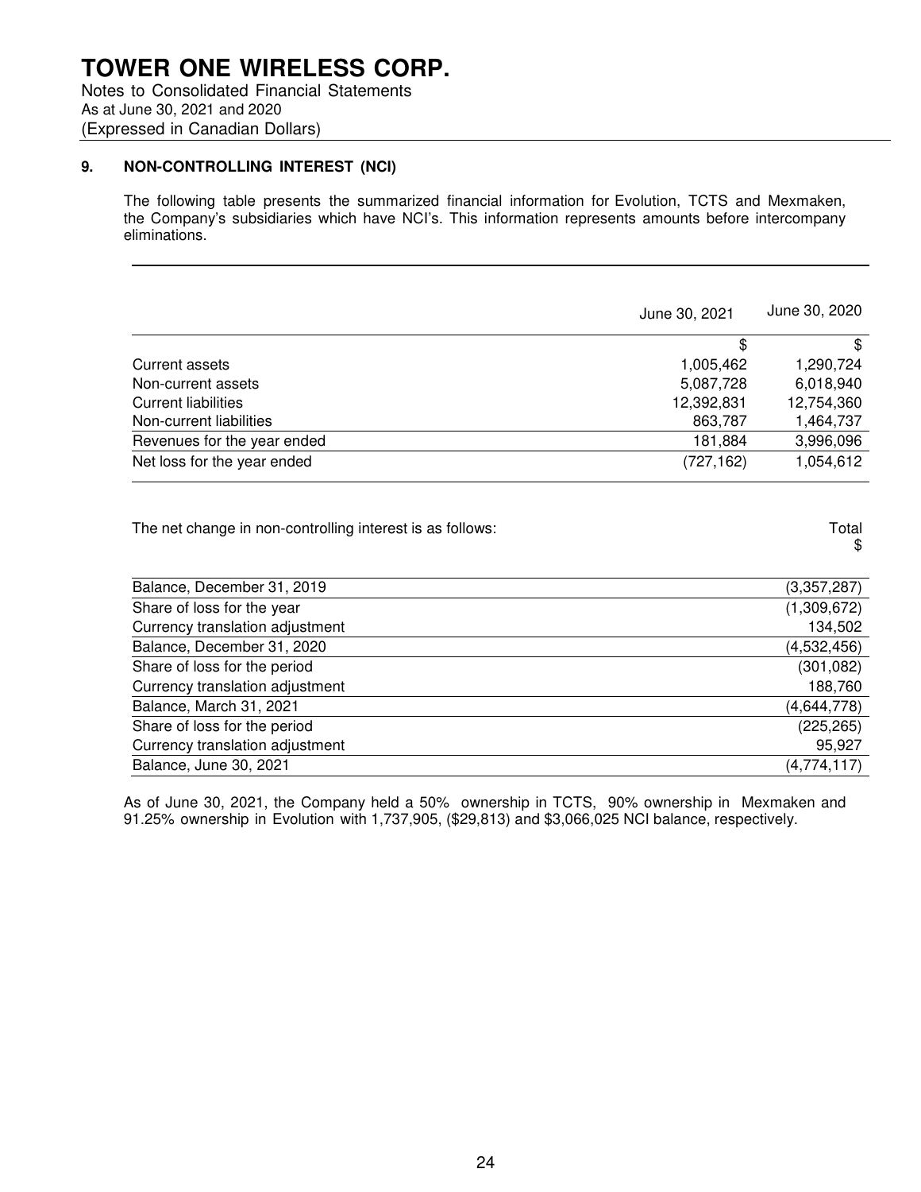## 9. NON-CONTROLLING INTEREST (NCI)

The following table presents the summarized financial information for Evolution, TCTS and Mexmaken, the Company's subsidiaries which have NCI's. This information represents amounts before intercompany eliminations.

| | June 30, 2021 | June 30, 2020 |
|---|---|---|
| | $ | $ |
| Current assets | 1,005,462 | 1,290,724 |
| Non-current assets | 5,087,728 | 6,018,940 |
| Current liabilities | 12,392,831 | 12,754,360 |
| Non-current liabilities | 863,787 | 1,464,737 |
| Revenues for the year ended | 181,884 | 3,996,096 |
| Net loss for the year ended | (727,162) | 1,054,612 |

| The net change in non-controlling interest is as follows: | Total<br>$ |
|---|---|
| Balance, December 31, 2019 | (3,357,287) |
| Share of loss for the year | (1,309,672) |
| Currency translation adjustment | 134,502 |
| Balance, December 31, 2020 | (4,532,456) |
| Share of loss for the period | (301,082) |
| Currency translation adjustment | 188,760 |
| Balance, March 31, 2021 | (4,644,778) |
| Share of loss for the period | (225,265) |
| Currency translation adjustment | 95,927 |
| Balance, June 30, 2021 | (4,774,117) |

As of June 30, 2021, the Company held a 50% ownership in TCTS, 90% ownership in Mexmaken and 91.25% ownership in Evolution with 1,737,905, ($29,813) and $3,066,025 NCI balance, respectively.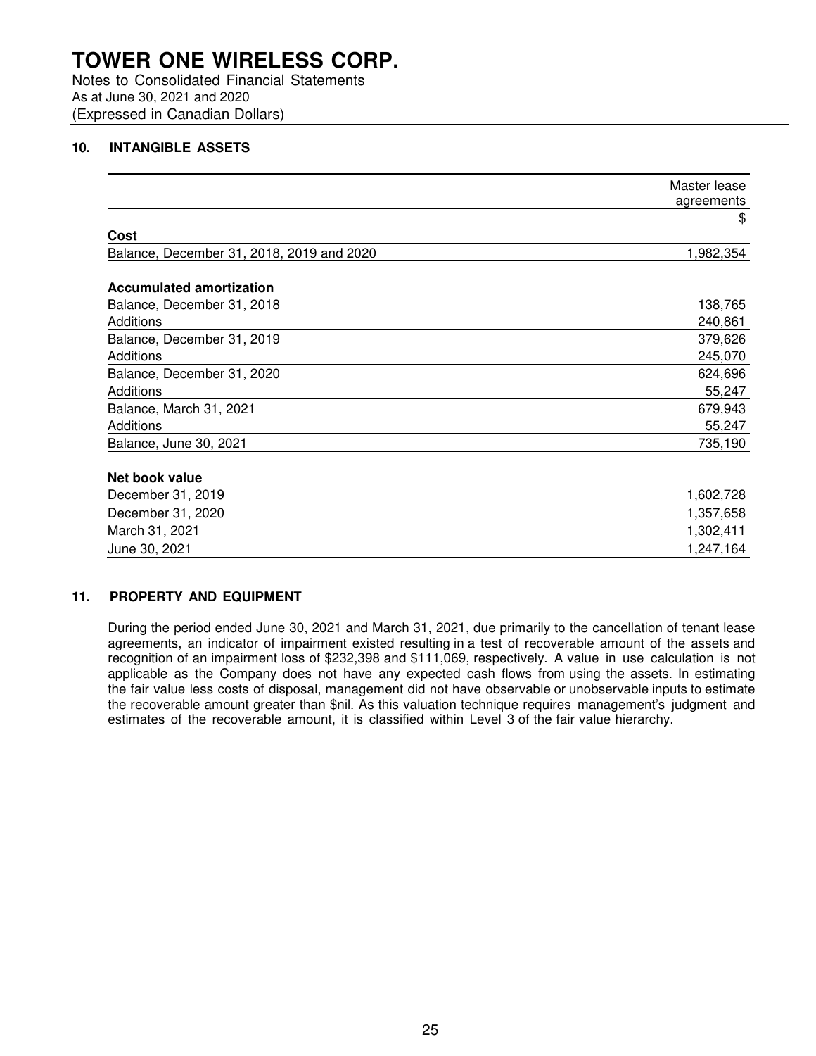# TOWER ONE WIRELESS CORP.

Notes to Consolidated Financial Statements
As at June 30, 2021 and 2020
(Expressed in Canadian Dollars)

## 10. INTANGIBLE ASSETS

| | Master lease agreements |
|---|---|
| | $ |
| **Cost** | |
| Balance, December 31, 2018, 2019 and 2020 | 1,982,354 |
| | |
| **Accumulated amortization** | |
| Balance, December 31, 2018 | 138,765 |
| Additions | 240,861 |
| Balance, December 31, 2019 | 379,626 |
| Additions | 245,070 |
| Balance, December 31, 2020 | 624,696 |
| Additions | 55,247 |
| Balance, March 31, 2021 | 679,943 |
| Additions | 55,247 |
| Balance, June 30, 2021 | 735,190 |
| | |
| **Net book value** | |
| December 31, 2019 | 1,602,728 |
| December 31, 2020 | 1,357,658 |
| March 31, 2021 | 1,302,411 |
| June 30, 2021 | 1,247,164 |

## 11. PROPERTY AND EQUIPMENT

During the period ended June 30, 2021 and March 31, 2021, due primarily to the cancellation of tenant lease agreements, an indicator of impairment existed resulting in a test of recoverable amount of the assets and recognition of an impairment loss of $232,398 and $111,069, respectively. A value in use calculation is not applicable as the Company does not have any expected cash flows from using the assets. In estimating the fair value less costs of disposal, management did not have observable or unobservable inputs to estimate the recoverable amount greater than $nil. As this valuation technique requires management's judgment and estimates of the recoverable amount, it is classified within Level 3 of the fair value hierarchy.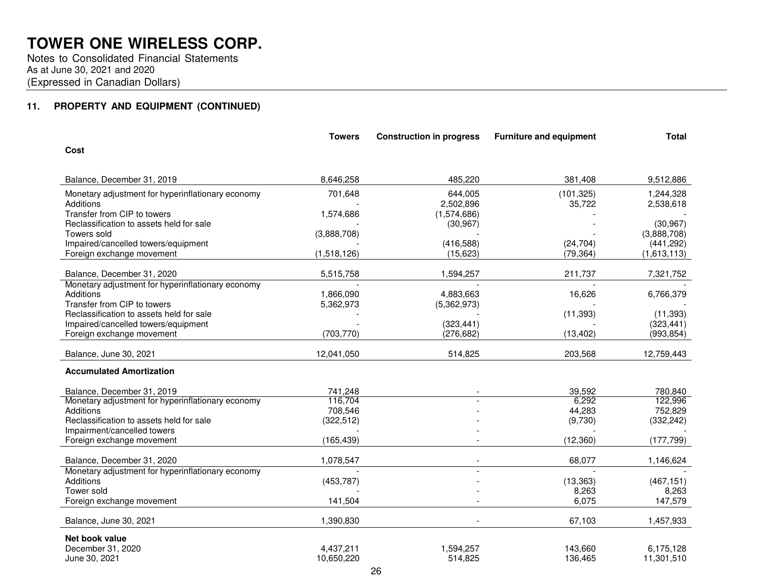**TOWER ONE WIRELESS CORP.**
Notes to Consolidated Financial Statements
As at June 30, 2021 and 2020
(Expressed in Canadian Dollars)

## 11. PROPERTY AND EQUIPMENT (CONTINUED)

| | Towers | Construction in progress | Furniture and equipment | Total |
|---|---|---|---|---|
| **Cost** | | | | |
| Balance, December 31, 2019 | 8,646,258 | 485,220 | 381,408 | 9,512,886 |
| Monetary adjustment for hyperinflationary economy | 701,648 | 644,005 | (101,325) | 1,244,328 |
| Additions | - | 2,502,896 | 35,722 | 2,538,618 |
| Transfer from CIP to towers | 1,574,686 | (1,574,686) | - | - |
| Reclassification to assets held for sale | - | (30,967) | - | (30,967) |
| Towers sold | (3,888,708) | - | - | (3,888,708) |
| Impaired/cancelled towers/equipment | - | (416,588) | (24,704) | (441,292) |
| Foreign exchange movement | (1,518,126) | (15,623) | (79,364) | (1,613,113) |
| Balance, December 31, 2020 | 5,515,758 | 1,594,257 | 211,737 | 7,321,752 |
| Monetary adjustment for hyperinflationary economy | - | - | - | - |
| Additions | 1,866,090 | 4,883,663 | 16,626 | 6,766,379 |
| Transfer from CIP to towers | 5,362,973 | (5,362,973) | - | - |
| Reclassification to assets held for sale | - | - | (11,393) | (11,393) |
| Impaired/cancelled towers/equipment | - | (323,441) | - | (323,441) |
| Foreign exchange movement | (703,770) | (276,682) | (13,402) | (993,854) |
| Balance, June 30, 2021 | 12,041,050 | 514,825 | 203,568 | 12,759,443 |
| **Accumulated Amortization** | | | | |
| Balance, December 31, 2019 | 741,248 | - | 39,592 | 780,840 |
| Monetary adjustment for hyperinflationary economy | 116,704 | - | 6,292 | 122,996 |
| Additions | 708,546 | - | 44,283 | 752,829 |
| Reclassification to assets held for sale | (322,512) | - | (9,730) | (332,242) |
| Impairment/cancelled towers | - | - | - | - |
| Foreign exchange movement | (165,439) | - | (12,360) | (177,799) |
| Balance, December 31, 2020 | 1,078,547 | - | 68,077 | 1,146,624 |
| Monetary adjustment for hyperinflationary economy | - | - | - | - |
| Additions | (453,787) | - | (13,363) | (467,151) |
| Tower sold | - | - | 8,263 | 8,263 |
| Foreign exchange movement | 141,504 | - | 6,075 | 147,579 |
| Balance, June 30, 2021 | 1,390,830 | - | 67,103 | 1,457,933 |
| **Net book value** | | | | |
| December 31, 2020 | 4,437,211 | 1,594,257 | 143,660 | 6,175,128 |
| June 30, 2021 | 10,650,220 | 514,825 | 136,465 | 11,301,510 |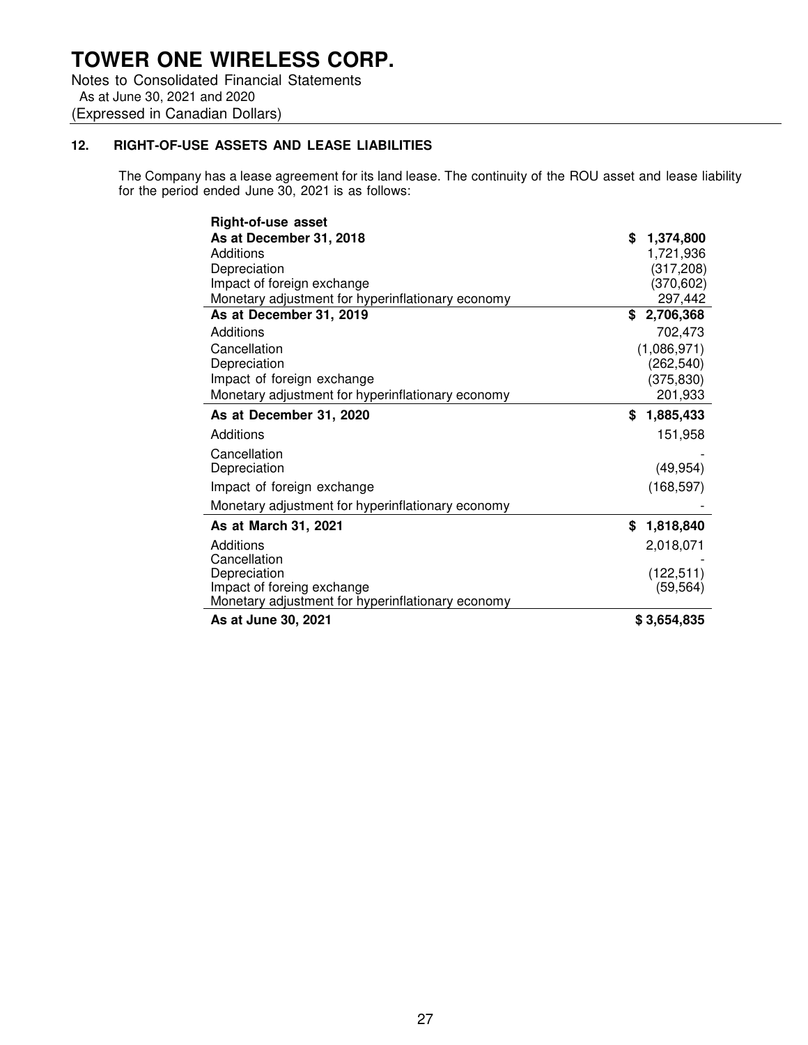# TOWER ONE WIRELESS CORP.

Notes to Consolidated Financial Statements
As at June 30, 2021 and 2020
(Expressed in Canadian Dollars)

## 12. RIGHT-OF-USE ASSETS AND LEASE LIABILITIES

The Company has a lease agreement for its land lease. The continuity of the ROU asset and lease liability for the period ended June 30, 2021 is as follows:

| **Right-of-use asset** | |
|---|---|
| **As at December 31, 2018** | **$ 1,374,800** |
| Additions | 1,721,936 |
| Depreciation | (317,208) |
| Impact of foreign exchange | (370,602) |
| Monetary adjustment for hyperinflationary economy | 297,442 |
| **As at December 31, 2019** | **$ 2,706,368** |
| Additions | 702,473 |
| Cancellation | (1,086,971) |
| Depreciation | (262,540) |
| Impact of foreign exchange | (375,830) |
| Monetary adjustment for hyperinflationary economy | 201,933 |
| **As at December 31, 2020** | **$ 1,885,433** |
| Additions | 151,958 |
| Cancellation | - |
| Depreciation | (49,954) |
| Impact of foreign exchange | (168,597) |
| Monetary adjustment for hyperinflationary economy | - |
| **As at March 31, 2021** | **$ 1,818,840** |
| Additions | 2,018,071 |
| Cancellation | - |
| Depreciation | (122,511) |
| Impact of foreing exchange | (59,564) |
| Monetary adjustment for hyperinflationary economy | |
| **As at June 30, 2021** | **$ 3,654,835** |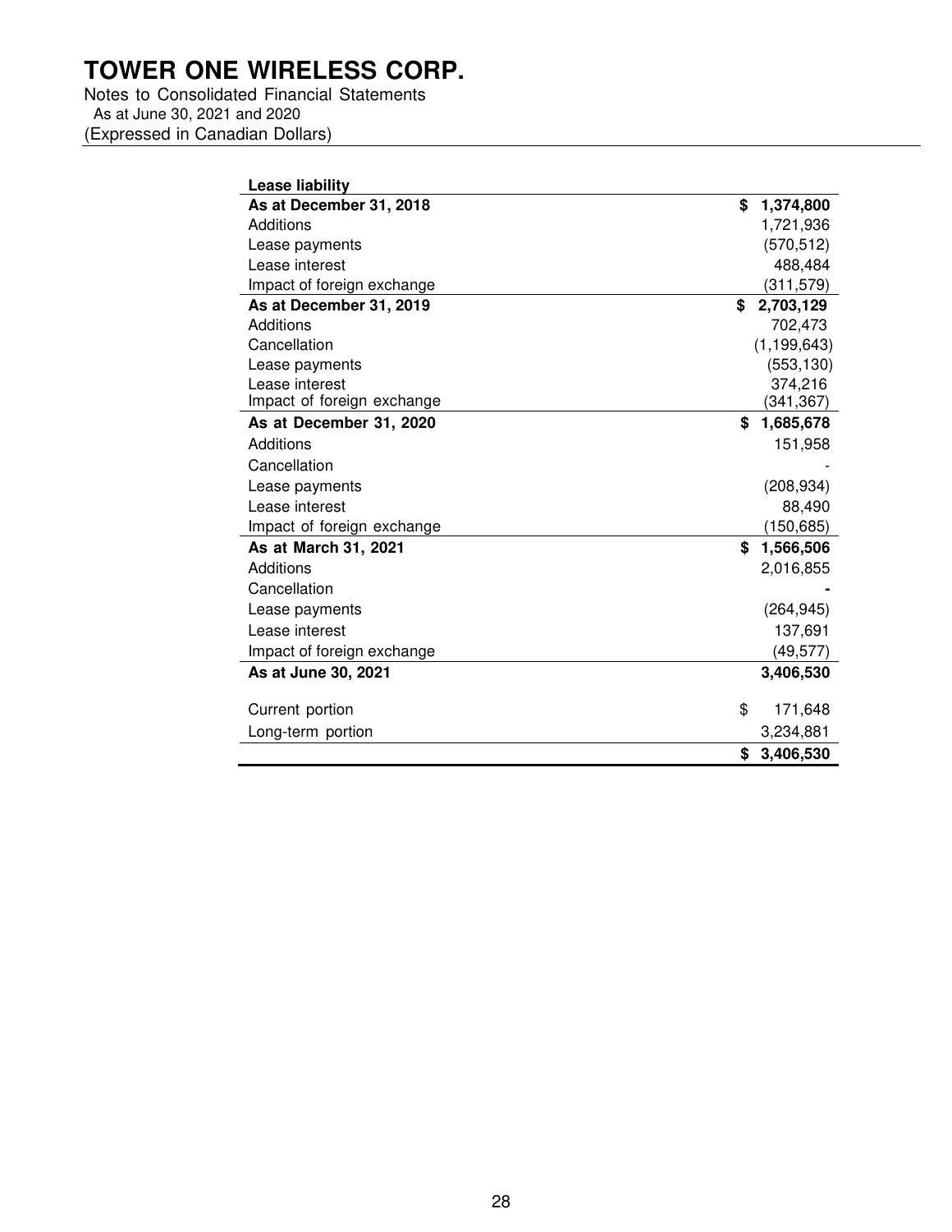# TOWER ONE WIRELESS CORP.

Notes to Consolidated Financial Statements
As at June 30, 2021 and 2020
(Expressed in Canadian Dollars)

| **Lease liability** | |
|---|---|
| **As at December 31, 2018** | **$ 1,374,800** |
| Additions | 1,721,936 |
| Lease payments | (570,512) |
| Lease interest | 488,484 |
| Impact of foreign exchange | (311,579) |
| **As at December 31, 2019** | **$ 2,703,129** |
| Additions | 702,473 |
| Cancellation | (1,199,643) |
| Lease payments | (553,130) |
| Lease interest | 374,216 |
| Impact of foreign exchange | (341,367) |
| **As at December 31, 2020** | **$ 1,685,678** |
| Additions | 151,958 |
| Cancellation | - |
| Lease payments | (208,934) |
| Lease interest | 88,490 |
| Impact of foreign exchange | (150,685) |
| **As at March 31, 2021** | **$ 1,566,506** |
| Additions | 2,016,855 |
| Cancellation | **-** |
| Lease payments | (264,945) |
| Lease interest | 137,691 |
| Impact of foreign exchange | (49,577) |
| **As at June 30, 2021** | **3,406,530** |
| | |
| Current portion | $ 171,648 |
| Long-term portion | 3,234,881 |
| | **$ 3,406,530** |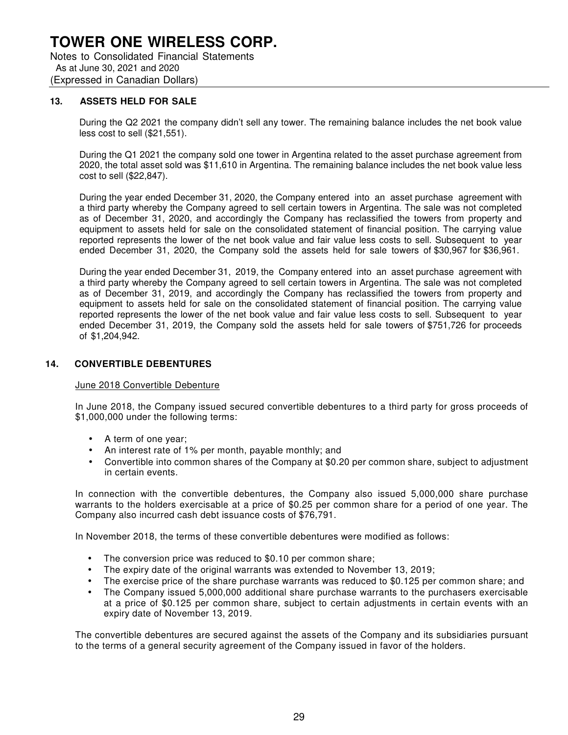# TOWER ONE WIRELESS CORP.

Notes to Consolidated Financial Statements
As at June 30, 2021 and 2020
(Expressed in Canadian Dollars)

## 13. ASSETS HELD FOR SALE

During the Q2 2021 the company didn't sell any tower. The remaining balance includes the net book value less cost to sell ($21,551).

During the Q1 2021 the company sold one tower in Argentina related to the asset purchase agreement from 2020, the total asset sold was $11,610 in Argentina. The remaining balance includes the net book value less cost to sell ($22,847).

During the year ended December 31, 2020, the Company entered into an asset purchase agreement with a third party whereby the Company agreed to sell certain towers in Argentina. The sale was not completed as of December 31, 2020, and accordingly the Company has reclassified the towers from property and equipment to assets held for sale on the consolidated statement of financial position. The carrying value reported represents the lower of the net book value and fair value less costs to sell. Subsequent to year ended December 31, 2020, the Company sold the assets held for sale towers of $30,967 for $36,961.

During the year ended December 31, 2019, the Company entered into an asset purchase agreement with a third party whereby the Company agreed to sell certain towers in Argentina. The sale was not completed as of December 31, 2019, and accordingly the Company has reclassified the towers from property and equipment to assets held for sale on the consolidated statement of financial position. The carrying value reported represents the lower of the net book value and fair value less costs to sell. Subsequent to year ended December 31, 2019, the Company sold the assets held for sale towers of $751,726 for proceeds of $1,204,942.

## 14. CONVERTIBLE DEBENTURES

June 2018 Convertible Debenture

In June 2018, the Company issued secured convertible debentures to a third party for gross proceeds of $1,000,000 under the following terms:

- A term of one year;
- An interest rate of 1% per month, payable monthly; and
- Convertible into common shares of the Company at $0.20 per common share, subject to adjustment in certain events.

In connection with the convertible debentures, the Company also issued 5,000,000 share purchase warrants to the holders exercisable at a price of $0.25 per common share for a period of one year. The Company also incurred cash debt issuance costs of $76,791.

In November 2018, the terms of these convertible debentures were modified as follows:

- The conversion price was reduced to $0.10 per common share;
- The expiry date of the original warrants was extended to November 13, 2019;
- The exercise price of the share purchase warrants was reduced to $0.125 per common share; and
- The Company issued 5,000,000 additional share purchase warrants to the purchasers exercisable at a price of $0.125 per common share, subject to certain adjustments in certain events with an expiry date of November 13, 2019.

The convertible debentures are secured against the assets of the Company and its subsidiaries pursuant to the terms of a general security agreement of the Company issued in favor of the holders.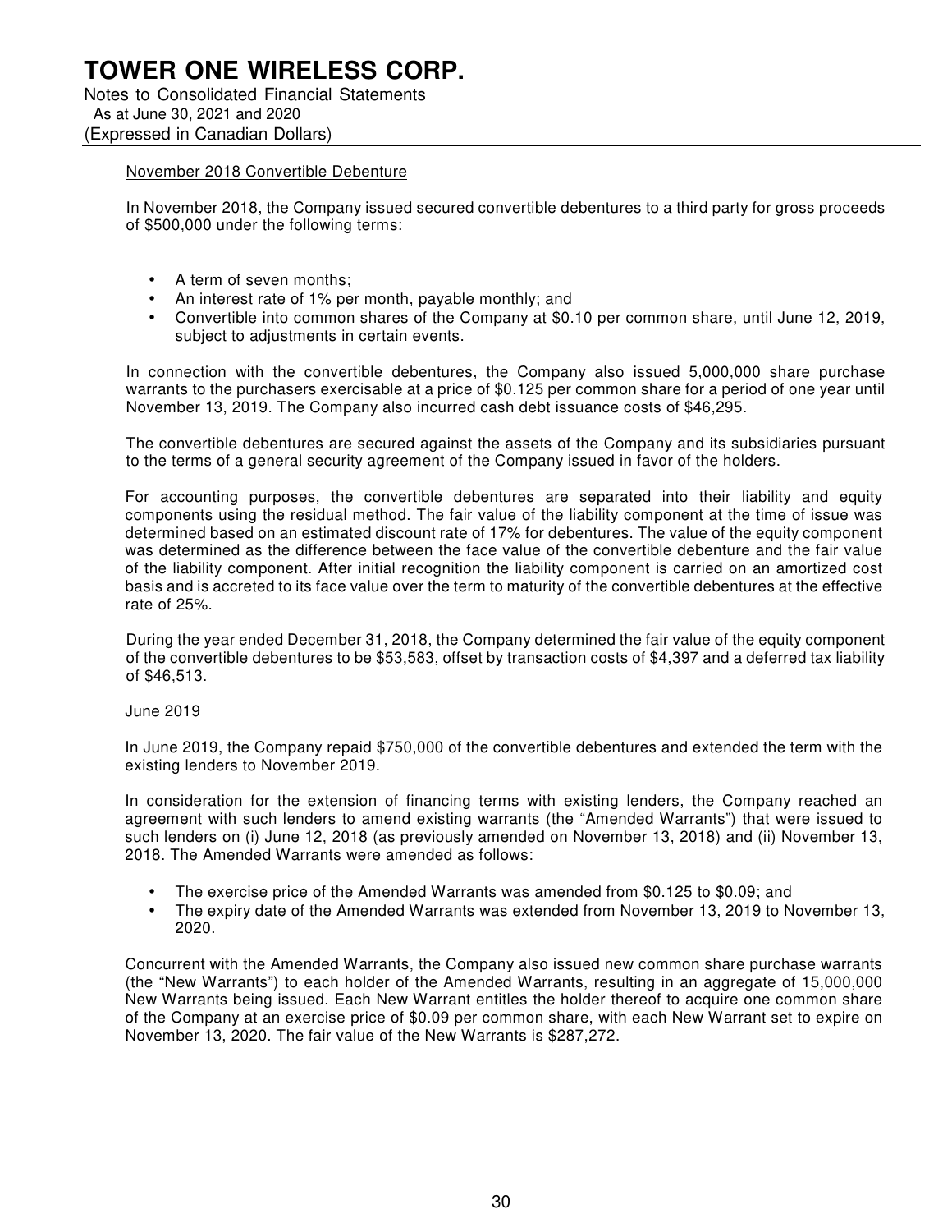November 2018 Convertible Debenture

In November 2018, the Company issued secured convertible debentures to a third party for gross proceeds of $500,000 under the following terms:

- A term of seven months;
- An interest rate of 1% per month, payable monthly; and
- Convertible into common shares of the Company at $0.10 per common share, until June 12, 2019, subject to adjustments in certain events.

In connection with the convertible debentures, the Company also issued 5,000,000 share purchase warrants to the purchasers exercisable at a price of $0.125 per common share for a period of one year until November 13, 2019. The Company also incurred cash debt issuance costs of $46,295.

The convertible debentures are secured against the assets of the Company and its subsidiaries pursuant to the terms of a general security agreement of the Company issued in favor of the holders.

For accounting purposes, the convertible debentures are separated into their liability and equity components using the residual method. The fair value of the liability component at the time of issue was determined based on an estimated discount rate of 17% for debentures. The value of the equity component was determined as the difference between the face value of the convertible debenture and the fair value of the liability component. After initial recognition the liability component is carried on an amortized cost basis and is accreted to its face value over the term to maturity of the convertible debentures at the effective rate of 25%.

During the year ended December 31, 2018, the Company determined the fair value of the equity component of the convertible debentures to be $53,583, offset by transaction costs of $4,397 and a deferred tax liability of $46,513.

June 2019

In June 2019, the Company repaid $750,000 of the convertible debentures and extended the term with the existing lenders to November 2019.

In consideration for the extension of financing terms with existing lenders, the Company reached an agreement with such lenders to amend existing warrants (the "Amended Warrants") that were issued to such lenders on (i) June 12, 2018 (as previously amended on November 13, 2018) and (ii) November 13, 2018. The Amended Warrants were amended as follows:

- The exercise price of the Amended Warrants was amended from $0.125 to $0.09; and
- The expiry date of the Amended Warrants was extended from November 13, 2019 to November 13, 2020.

Concurrent with the Amended Warrants, the Company also issued new common share purchase warrants (the "New Warrants") to each holder of the Amended Warrants, resulting in an aggregate of 15,000,000 New Warrants being issued. Each New Warrant entitles the holder thereof to acquire one common share of the Company at an exercise price of $0.09 per common share, with each New Warrant set to expire on November 13, 2020. The fair value of the New Warrants is $287,272.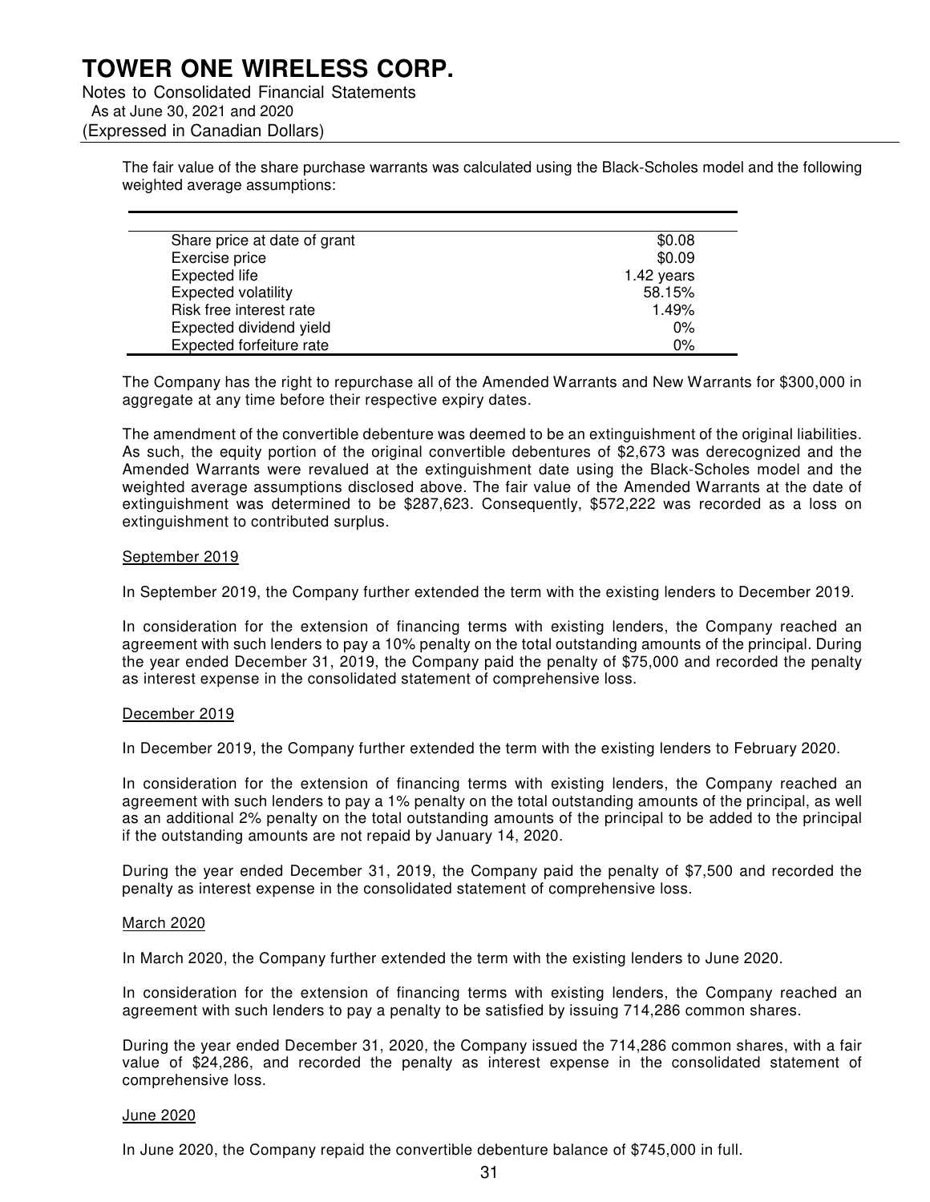The fair value of the share purchase warrants was calculated using the Black-Scholes model and the following weighted average assumptions:

| | |
|---|---|
| Share price at date of grant | $0.08 |
| Exercise price | $0.09 |
| Expected life | 1.42 years |
| Expected volatility | 58.15% |
| Risk free interest rate | 1.49% |
| Expected dividend yield | 0% |
| Expected forfeiture rate | 0% |

The Company has the right to repurchase all of the Amended Warrants and New Warrants for $300,000 in aggregate at any time before their respective expiry dates.

The amendment of the convertible debenture was deemed to be an extinguishment of the original liabilities. As such, the equity portion of the original convertible debentures of $2,673 was derecognized and the Amended Warrants were revalued at the extinguishment date using the Black-Scholes model and the weighted average assumptions disclosed above. The fair value of the Amended Warrants at the date of extinguishment was determined to be $287,623. Consequently, $572,222 was recorded as a loss on extinguishment to contributed surplus.

<u>September 2019</u>

In September 2019, the Company further extended the term with the existing lenders to December 2019.

In consideration for the extension of financing terms with existing lenders, the Company reached an agreement with such lenders to pay a 10% penalty on the total outstanding amounts of the principal. During the year ended December 31, 2019, the Company paid the penalty of $75,000 and recorded the penalty as interest expense in the consolidated statement of comprehensive loss.

<u>December 2019</u>

In December 2019, the Company further extended the term with the existing lenders to February 2020.

In consideration for the extension of financing terms with existing lenders, the Company reached an agreement with such lenders to pay a 1% penalty on the total outstanding amounts of the principal, as well as an additional 2% penalty on the total outstanding amounts of the principal to be added to the principal if the outstanding amounts are not repaid by January 14, 2020.

During the year ended December 31, 2019, the Company paid the penalty of $7,500 and recorded the penalty as interest expense in the consolidated statement of comprehensive loss.

<u>March 2020</u>

In March 2020, the Company further extended the term with the existing lenders to June 2020.

In consideration for the extension of financing terms with existing lenders, the Company reached an agreement with such lenders to pay a penalty to be satisfied by issuing 714,286 common shares.

During the year ended December 31, 2020, the Company issued the 714,286 common shares, with a fair value of $24,286, and recorded the penalty as interest expense in the consolidated statement of comprehensive loss.

<u>June 2020</u>

In June 2020, the Company repaid the convertible debenture balance of $745,000 in full.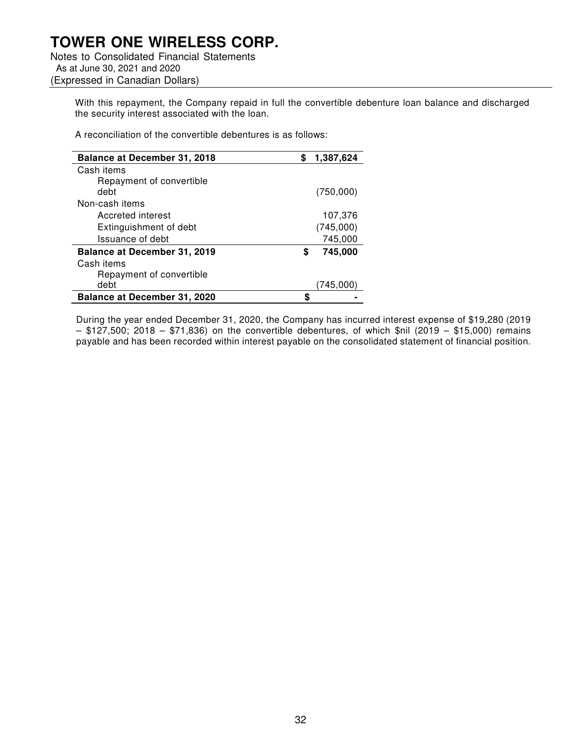With this repayment, the Company repaid in full the convertible debenture loan balance and discharged the security interest associated with the loan.

A reconciliation of the convertible debentures is as follows:

| | |
|---|---|
| **Balance at December 31, 2018** | **$ 1,387,624** |
| Cash items | |
| Repayment of convertible debt | (750,000) |
| Non-cash items | |
| Accreted interest | 107,376 |
| Extinguishment of debt | (745,000) |
| Issuance of debt | 745,000 |
| **Balance at December 31, 2019** | **$ 745,000** |
| Cash items | |
| Repayment of convertible debt | (745,000) |
| **Balance at December 31, 2020** | **$ -** |

During the year ended December 31, 2020, the Company has incurred interest expense of $19,280 (2019 – $127,500; 2018 – $71,836) on the convertible debentures, of which $nil (2019 – $15,000) remains payable and has been recorded within interest payable on the consolidated statement of financial position.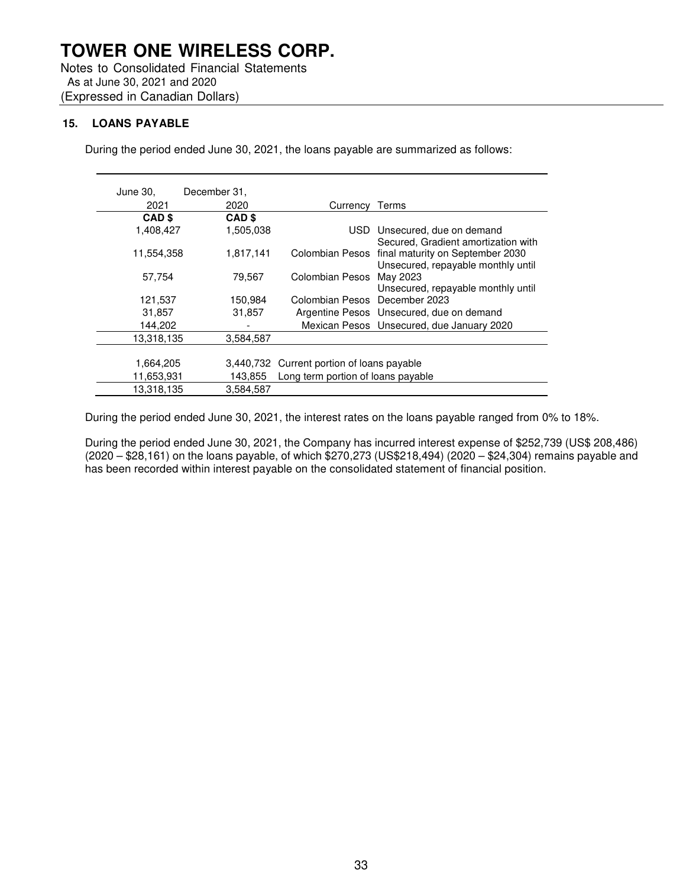# TOWER ONE WIRELESS CORP.

Notes to Consolidated Financial Statements
As at June 30, 2021 and 2020
(Expressed in Canadian Dollars)

## 15. LOANS PAYABLE

During the period ended June 30, 2021, the loans payable are summarized as follows:

| June 30, 2021 | December 31, 2020 | Currency | Terms |
|---|---|---|---|
| CAD $ | CAD $ | | |
| 1,408,427 | 1,505,038 | USD | Unsecured, due on demand |
| 11,554,358 | 1,817,141 | Colombian Pesos | Secured, Gradient amortization with final maturity on September 2030 |
| 57,754 | 79,567 | Colombian Pesos | Unsecured, repayable monthly until May 2023 |
| 121,537 | 150,984 | Colombian Pesos | Unsecured, repayable monthly until December 2023 |
| 31,857 | 31,857 | Argentine Pesos | Unsecured, due on demand |
| 144,202 | - | Mexican Pesos | Unsecured, due January 2020 |
| 13,318,135 | 3,584,587 | | |
| | | | |
| 1,664,205 | 3,440,732 | Current portion of loans payable | |
| 11,653,931 | 143,855 | Long term portion of loans payable | |
| 13,318,135 | 3,584,587 | | |

During the period ended June 30, 2021, the interest rates on the loans payable ranged from 0% to 18%.

During the period ended June 30, 2021, the Company has incurred interest expense of $252,739 (US$ 208,486) (2020 – $28,161) on the loans payable, of which $270,273 (US$218,494) (2020 – $24,304) remains payable and has been recorded within interest payable on the consolidated statement of financial position.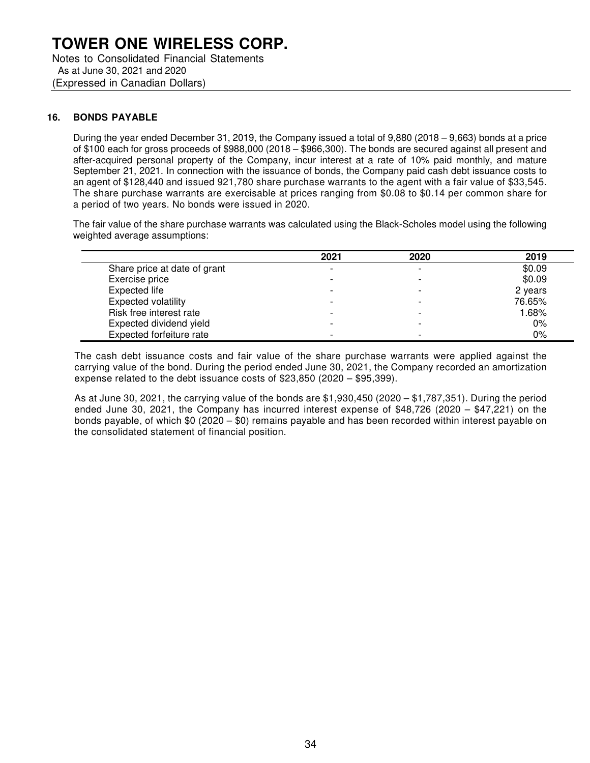# TOWER ONE WIRELESS CORP.

Notes to Consolidated Financial Statements
As at June 30, 2021 and 2020
(Expressed in Canadian Dollars)

## 16. BONDS PAYABLE

During the year ended December 31, 2019, the Company issued a total of 9,880 (2018 – 9,663) bonds at a price of $100 each for gross proceeds of $988,000 (2018 – $966,300). The bonds are secured against all present and after-acquired personal property of the Company, incur interest at a rate of 10% paid monthly, and mature September 21, 2021. In connection with the issuance of bonds, the Company paid cash debt issuance costs to an agent of $128,440 and issued 921,780 share purchase warrants to the agent with a fair value of $33,545. The share purchase warrants are exercisable at prices ranging from $0.08 to $0.14 per common share for a period of two years. No bonds were issued in 2020.

The fair value of the share purchase warrants was calculated using the Black-Scholes model using the following weighted average assumptions:

| | 2021 | 2020 | 2019 |
|---|---|---|---|
| Share price at date of grant | - | - | $0.09 |
| Exercise price | - | - | $0.09 |
| Expected life | - | - | 2 years |
| Expected volatility | - | - | 76.65% |
| Risk free interest rate | - | - | 1.68% |
| Expected dividend yield | - | - | 0% |
| Expected forfeiture rate | - | - | 0% |

The cash debt issuance costs and fair value of the share purchase warrants were applied against the carrying value of the bond. During the period ended June 30, 2021, the Company recorded an amortization expense related to the debt issuance costs of $23,850 (2020 – $95,399).

As at June 30, 2021, the carrying value of the bonds are $1,930,450 (2020 – $1,787,351). During the period ended June 30, 2021, the Company has incurred interest expense of $48,726 (2020 – $47,221) on the bonds payable, of which $0 (2020 – $0) remains payable and has been recorded within interest payable on the consolidated statement of financial position.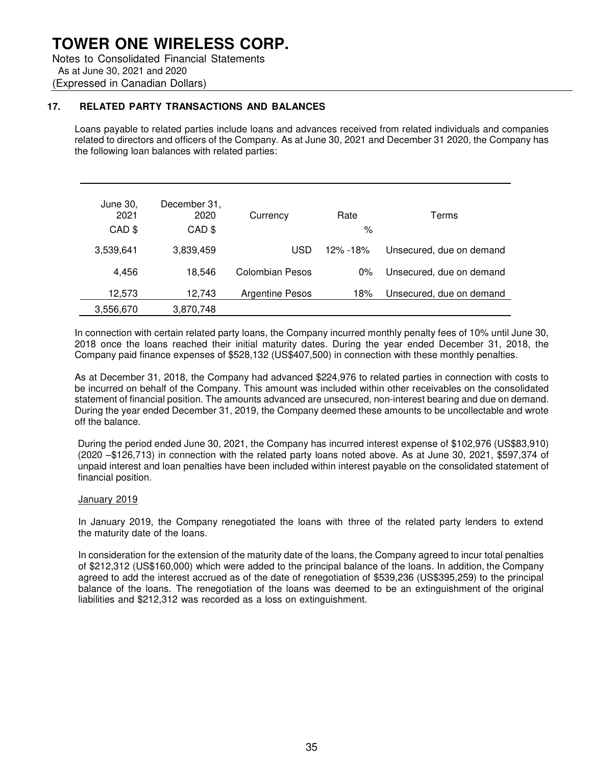# TOWER ONE WIRELESS CORP.

Notes to Consolidated Financial Statements
As at June 30, 2021 and 2020
(Expressed in Canadian Dollars)

## 17. RELATED PARTY TRANSACTIONS AND BALANCES

Loans payable to related parties include loans and advances received from related individuals and companies related to directors and officers of the Company. As at June 30, 2021 and December 31 2020, the Company has the following loan balances with related parties:

| June 30, 2021 CAD $ | December 31, 2020 CAD $ | Currency | Rate % | Terms |
|---|---|---|---|---|
| 3,539,641 | 3,839,459 | USD | 12% -18% | Unsecured, due on demand |
| 4,456 | 18,546 | Colombian Pesos | 0% | Unsecured, due on demand |
| 12,573 | 12,743 | Argentine Pesos | 18% | Unsecured, due on demand |
| 3,556,670 | 3,870,748 | | | |

In connection with certain related party loans, the Company incurred monthly penalty fees of 10% until June 30, 2018 once the loans reached their initial maturity dates. During the year ended December 31, 2018, the Company paid finance expenses of $528,132 (US$407,500) in connection with these monthly penalties.

As at December 31, 2018, the Company had advanced $224,976 to related parties in connection with costs to be incurred on behalf of the Company. This amount was included within other receivables on the consolidated statement of financial position. The amounts advanced are unsecured, non-interest bearing and due on demand. During the year ended December 31, 2019, the Company deemed these amounts to be uncollectable and wrote off the balance.

During the period ended June 30, 2021, the Company has incurred interest expense of $102,976 (US$83,910) (2020 –$126,713) in connection with the related party loans noted above. As at June 30, 2021, $597,374 of unpaid interest and loan penalties have been included within interest payable on the consolidated statement of financial position.

<u>January 2019</u>

In January 2019, the Company renegotiated the loans with three of the related party lenders to extend the maturity date of the loans.

In consideration for the extension of the maturity date of the loans, the Company agreed to incur total penalties of $212,312 (US$160,000) which were added to the principal balance of the loans. In addition, the Company agreed to add the interest accrued as of the date of renegotiation of $539,236 (US$395,259) to the principal balance of the loans. The renegotiation of the loans was deemed to be an extinguishment of the original liabilities and $212,312 was recorded as a loss on extinguishment.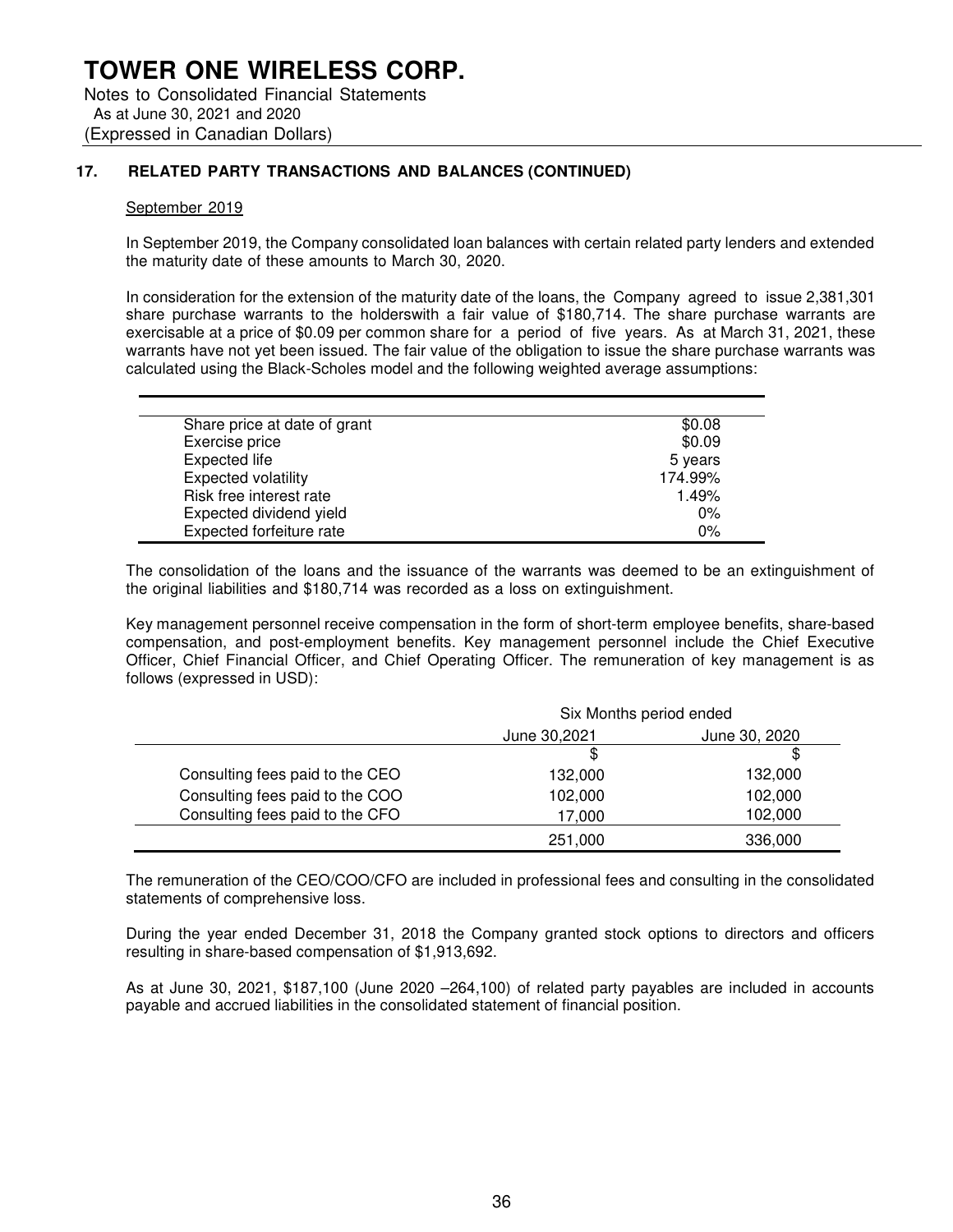# TOWER ONE WIRELESS CORP.

Notes to Consolidated Financial Statements
As at June 30, 2021 and 2020
(Expressed in Canadian Dollars)

## 17. RELATED PARTY TRANSACTIONS AND BALANCES (CONTINUED)

### September 2019

In September 2019, the Company consolidated loan balances with certain related party lenders and extended the maturity date of these amounts to March 30, 2020.

In consideration for the extension of the maturity date of the loans, the Company agreed to issue 2,381,301 share purchase warrants to the holderswith a fair value of $180,714. The share purchase warrants are exercisable at a price of $0.09 per common share for a period of five years. As at March 31, 2021, these warrants have not yet been issued. The fair value of the obligation to issue the share purchase warrants was calculated using the Black-Scholes model and the following weighted average assumptions:

| | |
|---|---|
| Share price at date of grant | $0.08 |
| Exercise price | $0.09 |
| Expected life | 5 years |
| Expected volatility | 174.99% |
| Risk free interest rate | 1.49% |
| Expected dividend yield | 0% |
| Expected forfeiture rate | 0% |

The consolidation of the loans and the issuance of the warrants was deemed to be an extinguishment of the original liabilities and $180,714 was recorded as a loss on extinguishment.

Key management personnel receive compensation in the form of short-term employee benefits, share-based compensation, and post-employment benefits. Key management personnel include the Chief Executive Officer, Chief Financial Officer, and Chief Operating Officer. The remuneration of key management is as follows (expressed in USD):

| | Six Months period ended | |
|---|---|---|
| | June 30,2021 | June 30, 2020 |
| | $ | $ |
| Consulting fees paid to the CEO | 132,000 | 132,000 |
| Consulting fees paid to the COO | 102,000 | 102,000 |
| Consulting fees paid to the CFO | 17,000 | 102,000 |
| | 251,000 | 336,000 |

The remuneration of the CEO/COO/CFO are included in professional fees and consulting in the consolidated statements of comprehensive loss.

During the year ended December 31, 2018 the Company granted stock options to directors and officers resulting in share-based compensation of $1,913,692.

As at June 30, 2021, $187,100 (June 2020 –264,100) of related party payables are included in accounts payable and accrued liabilities in the consolidated statement of financial position.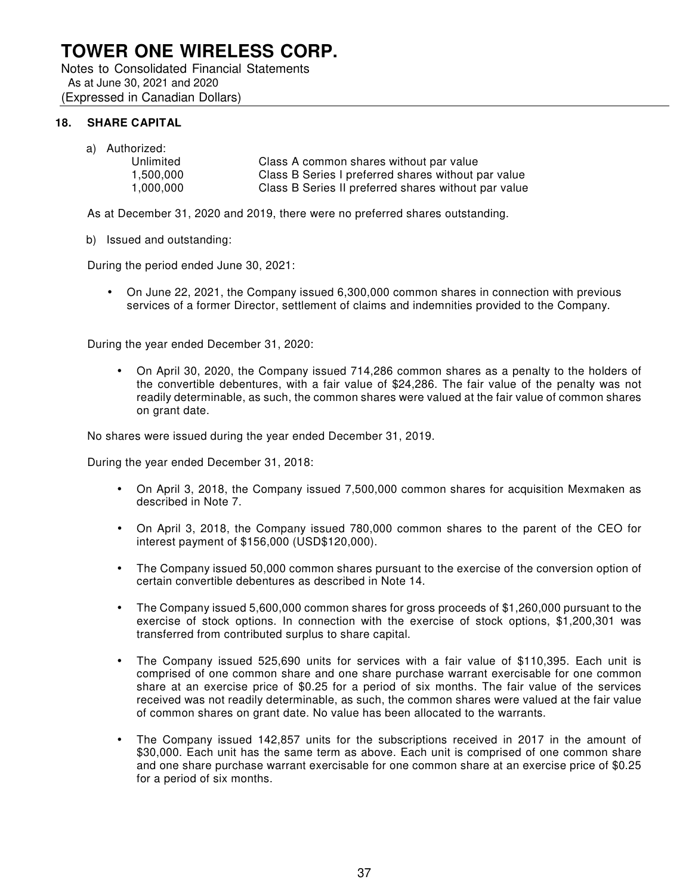# TOWER ONE WIRELESS CORP.

Notes to Consolidated Financial Statements
As at June 30, 2021 and 2020
(Expressed in Canadian Dollars)

## 18. SHARE CAPITAL

a) Authorized:

| | |
|---|---|
| Unlimited | Class A common shares without par value |
| 1,500,000 | Class B Series I preferred shares without par value |
| 1,000,000 | Class B Series II preferred shares without par value |

As at December 31, 2020 and 2019, there were no preferred shares outstanding.

b) Issued and outstanding:

During the period ended June 30, 2021:

- On June 22, 2021, the Company issued 6,300,000 common shares in connection with previous services of a former Director, settlement of claims and indemnities provided to the Company.

During the year ended December 31, 2020:

- On April 30, 2020, the Company issued 714,286 common shares as a penalty to the holders of the convertible debentures, with a fair value of $24,286. The fair value of the penalty was not readily determinable, as such, the common shares were valued at the fair value of common shares on grant date.

No shares were issued during the year ended December 31, 2019.

During the year ended December 31, 2018:

- On April 3, 2018, the Company issued 7,500,000 common shares for acquisition Mexmaken as described in Note 7.
- On April 3, 2018, the Company issued 780,000 common shares to the parent of the CEO for interest payment of $156,000 (USD$120,000).
- The Company issued 50,000 common shares pursuant to the exercise of the conversion option of certain convertible debentures as described in Note 14.
- The Company issued 5,600,000 common shares for gross proceeds of $1,260,000 pursuant to the exercise of stock options. In connection with the exercise of stock options, $1,200,301 was transferred from contributed surplus to share capital.
- The Company issued 525,690 units for services with a fair value of $110,395. Each unit is comprised of one common share and one share purchase warrant exercisable for one common share at an exercise price of $0.25 for a period of six months. The fair value of the services received was not readily determinable, as such, the common shares were valued at the fair value of common shares on grant date. No value has been allocated to the warrants.
- The Company issued 142,857 units for the subscriptions received in 2017 in the amount of $30,000. Each unit has the same term as above. Each unit is comprised of one common share and one share purchase warrant exercisable for one common share at an exercise price of $0.25 for a period of six months.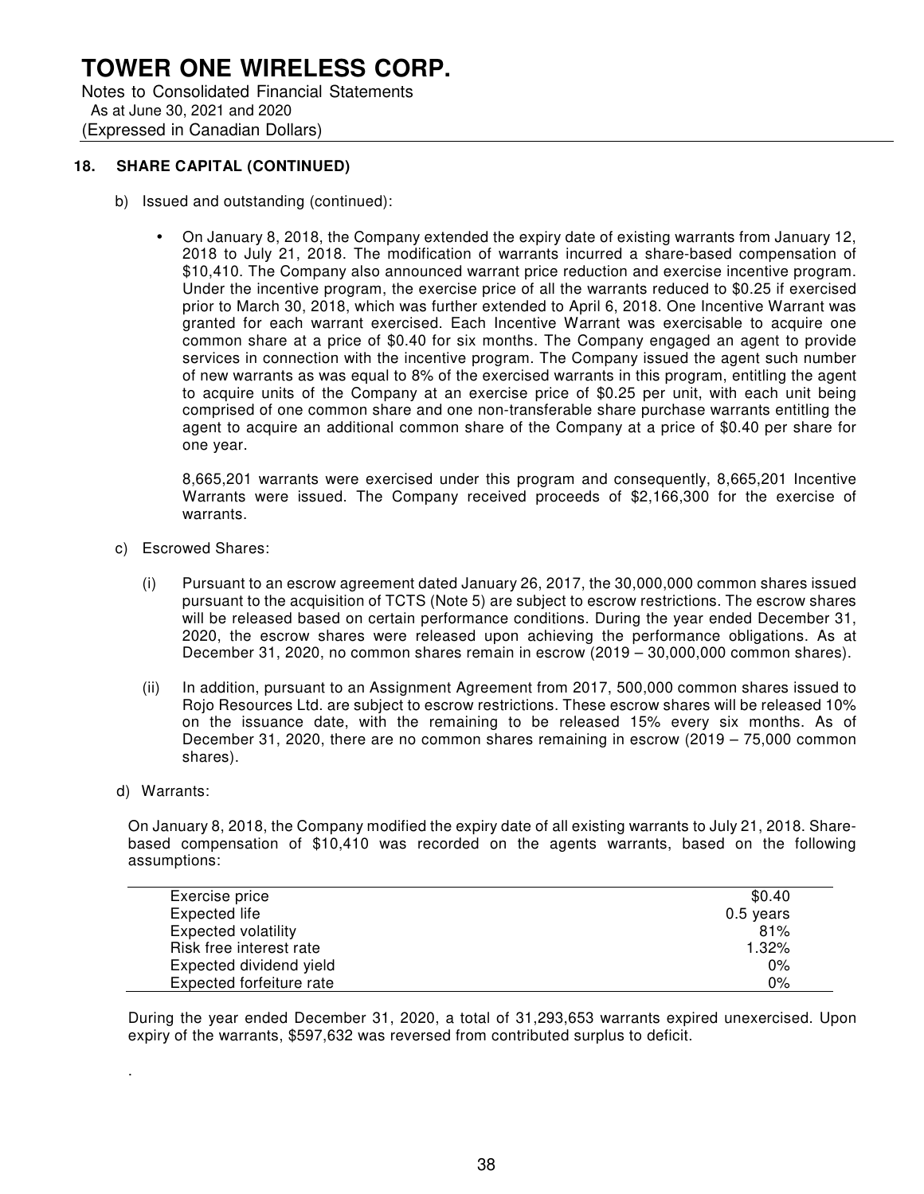# TOWER ONE WIRELESS CORP.

Notes to Consolidated Financial Statements
As at June 30, 2021 and 2020
(Expressed in Canadian Dollars)

## 18. SHARE CAPITAL (CONTINUED)

b) Issued and outstanding (continued):

- On January 8, 2018, the Company extended the expiry date of existing warrants from January 12, 2018 to July 21, 2018. The modification of warrants incurred a share-based compensation of $10,410. The Company also announced warrant price reduction and exercise incentive program. Under the incentive program, the exercise price of all the warrants reduced to $0.25 if exercised prior to March 30, 2018, which was further extended to April 6, 2018. One Incentive Warrant was granted for each warrant exercised. Each Incentive Warrant was exercisable to acquire one common share at a price of $0.40 for six months. The Company engaged an agent to provide services in connection with the incentive program. The Company issued the agent such number of new warrants as was equal to 8% of the exercised warrants in this program, entitling the agent to acquire units of the Company at an exercise price of $0.25 per unit, with each unit being comprised of one common share and one non-transferable share purchase warrants entitling the agent to acquire an additional common share of the Company at a price of $0.40 per share for one year.

  8,665,201 warrants were exercised under this program and consequently, 8,665,201 Incentive Warrants were issued. The Company received proceeds of $2,166,300 for the exercise of warrants.

c) Escrowed Shares:

(i) Pursuant to an escrow agreement dated January 26, 2017, the 30,000,000 common shares issued pursuant to the acquisition of TCTS (Note 5) are subject to escrow restrictions. The escrow shares will be released based on certain performance conditions. During the year ended December 31, 2020, the escrow shares were released upon achieving the performance obligations. As at December 31, 2020, no common shares remain in escrow (2019 – 30,000,000 common shares).

(ii) In addition, pursuant to an Assignment Agreement from 2017, 500,000 common shares issued to Rojo Resources Ltd. are subject to escrow restrictions. These escrow shares will be released 10% on the issuance date, with the remaining to be released 15% every six months. As of December 31, 2020, there are no common shares remaining in escrow (2019 – 75,000 common shares).

d) Warrants:

On January 8, 2018, the Company modified the expiry date of all existing warrants to July 21, 2018. Share-based compensation of $10,410 was recorded on the agents warrants, based on the following assumptions:

| | |
|---|---|
| Exercise price | $0.40 |
| Expected life | 0.5 years |
| Expected volatility | 81% |
| Risk free interest rate | 1.32% |
| Expected dividend yield | 0% |
| Expected forfeiture rate | 0% |

During the year ended December 31, 2020, a total of 31,293,653 warrants expired unexercised. Upon expiry of the warrants, $597,632 was reversed from contributed surplus to deficit.

.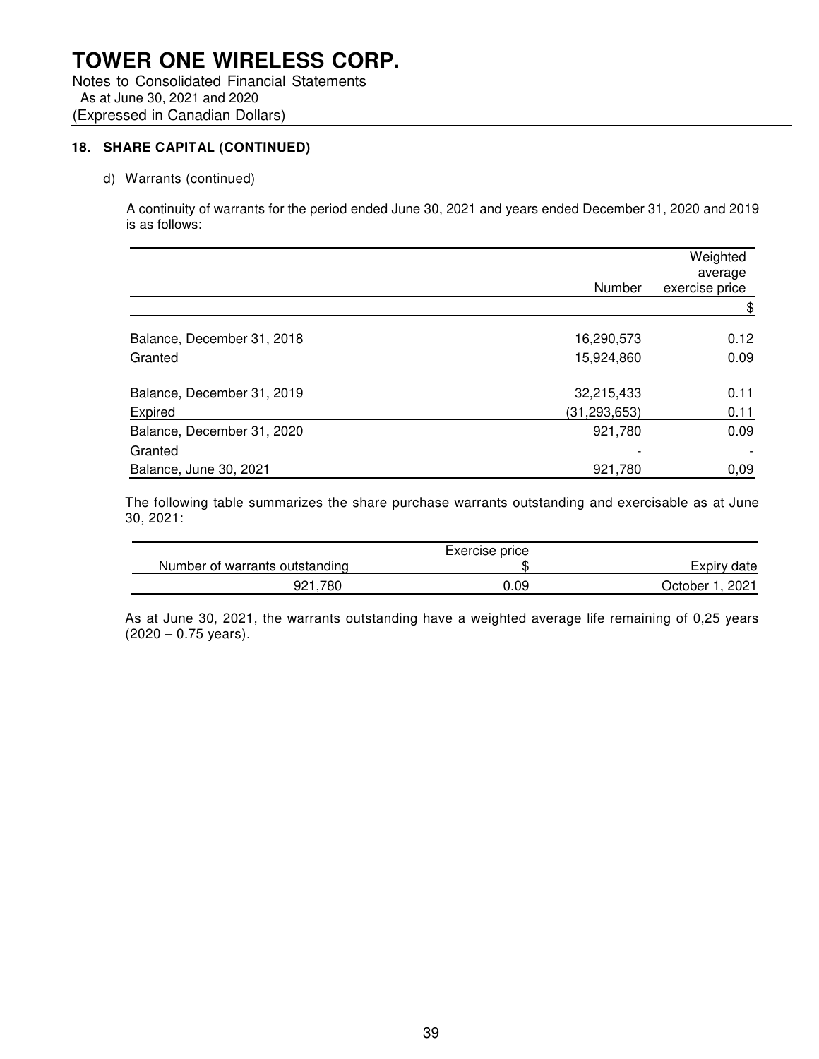# TOWER ONE WIRELESS CORP.

Notes to Consolidated Financial Statements
As at June 30, 2021 and 2020
(Expressed in Canadian Dollars)

### 18. SHARE CAPITAL (CONTINUED)

d) Warrants (continued)

A continuity of warrants for the period ended June 30, 2021 and years ended December 31, 2020 and 2019 is as follows:

| | Number | Weighted average exercise price |
|---|---|---|
| | | $ |
| Balance, December 31, 2018 | 16,290,573 | 0.12 |
| Granted | 15,924,860 | 0.09 |
| Balance, December 31, 2019 | 32,215,433 | 0.11 |
| Expired | (31,293,653) | 0.11 |
| Balance, December 31, 2020 | 921,780 | 0.09 |
| Granted | - | - |
| Balance, June 30, 2021 | 921,780 | 0,09 |

The following table summarizes the share purchase warrants outstanding and exercisable as at June 30, 2021:

| Number of warrants outstanding | Exercise price $ | Expiry date |
|---|---|---|
| 921,780 | 0.09 | October 1, 2021 |

As at June 30, 2021, the warrants outstanding have a weighted average life remaining of 0,25 years (2020 – 0.75 years).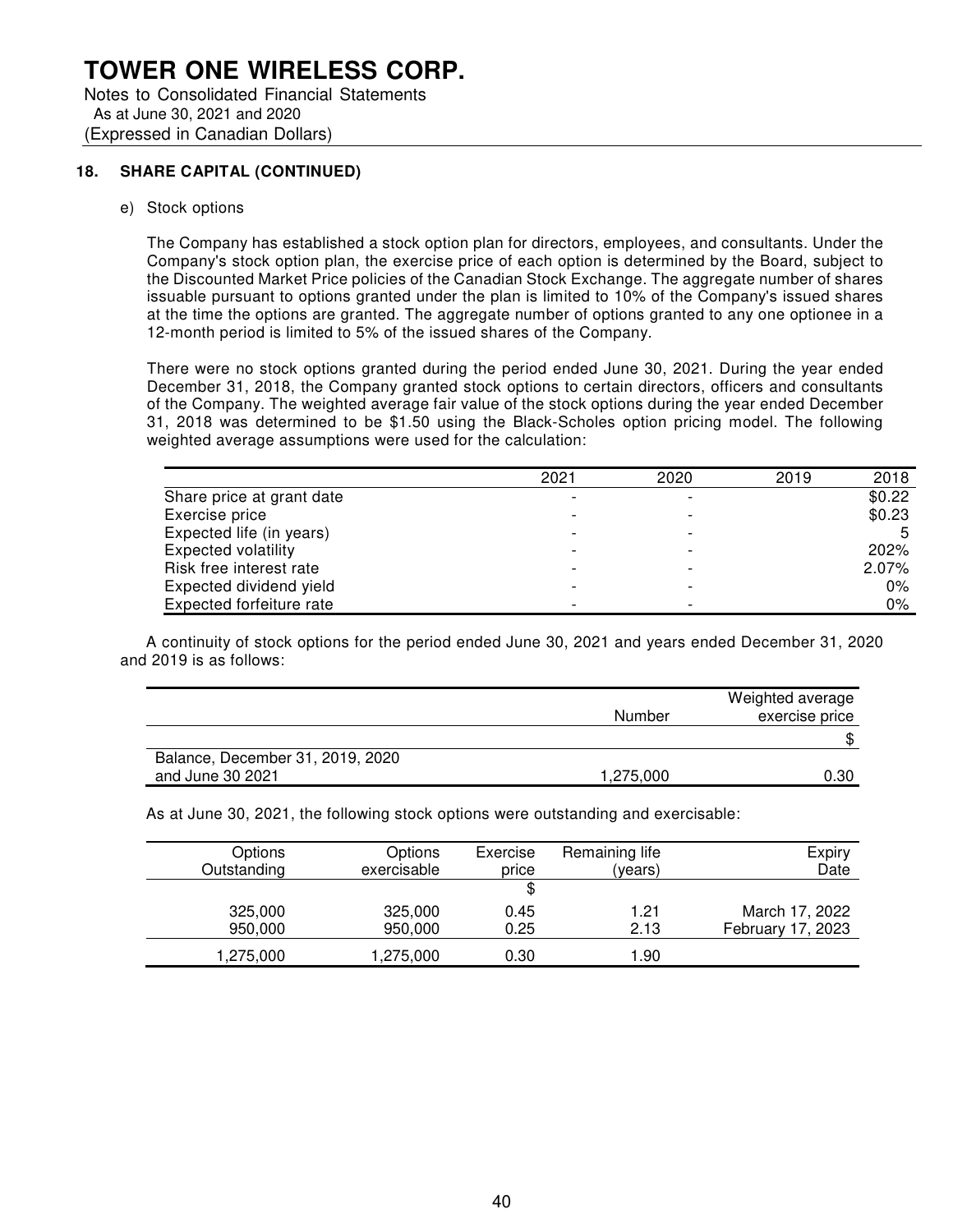# TOWER ONE WIRELESS CORP.

Notes to Consolidated Financial Statements
As at June 30, 2021 and 2020
(Expressed in Canadian Dollars)

## 18. SHARE CAPITAL (CONTINUED)

e) Stock options

The Company has established a stock option plan for directors, employees, and consultants. Under the Company's stock option plan, the exercise price of each option is determined by the Board, subject to the Discounted Market Price policies of the Canadian Stock Exchange. The aggregate number of shares issuable pursuant to options granted under the plan is limited to 10% of the Company's issued shares at the time the options are granted. The aggregate number of options granted to any one optionee in a 12-month period is limited to 5% of the issued shares of the Company.

There were no stock options granted during the period ended June 30, 2021. During the year ended December 31, 2018, the Company granted stock options to certain directors, officers and consultants of the Company. The weighted average fair value of the stock options during the year ended December 31, 2018 was determined to be $1.50 using the Black-Scholes option pricing model. The following weighted average assumptions were used for the calculation:

| | 2021 | 2020 | 2019 | 2018 |
|---|---|---|---|---|
| Share price at grant date | - | - | | $0.22 |
| Exercise price | - | - | | $0.23 |
| Expected life (in years) | - | - | | 5 |
| Expected volatility | - | - | | 202% |
| Risk free interest rate | - | - | | 2.07% |
| Expected dividend yield | - | - | | 0% |
| Expected forfeiture rate | - | - | | 0% |

A continuity of stock options for the period ended June 30, 2021 and years ended December 31, 2020 and 2019 is as follows:

| | Number | Weighted average exercise price |
|---|---|---|
| | | $ |
| Balance, December 31, 2019, 2020 and June 30 2021 | 1,275,000 | 0.30 |

As at June 30, 2021, the following stock options were outstanding and exercisable:

| Options Outstanding | Options exercisable | Exercise price | Remaining life (years) | Expiry Date |
|---|---|---|---|---|
| | | $ | | |
| 325,000 | 325,000 | 0.45 | 1.21 | March 17, 2022 |
| 950,000 | 950,000 | 0.25 | 2.13 | February 17, 2023 |
| 1,275,000 | 1,275,000 | 0.30 | 1.90 | |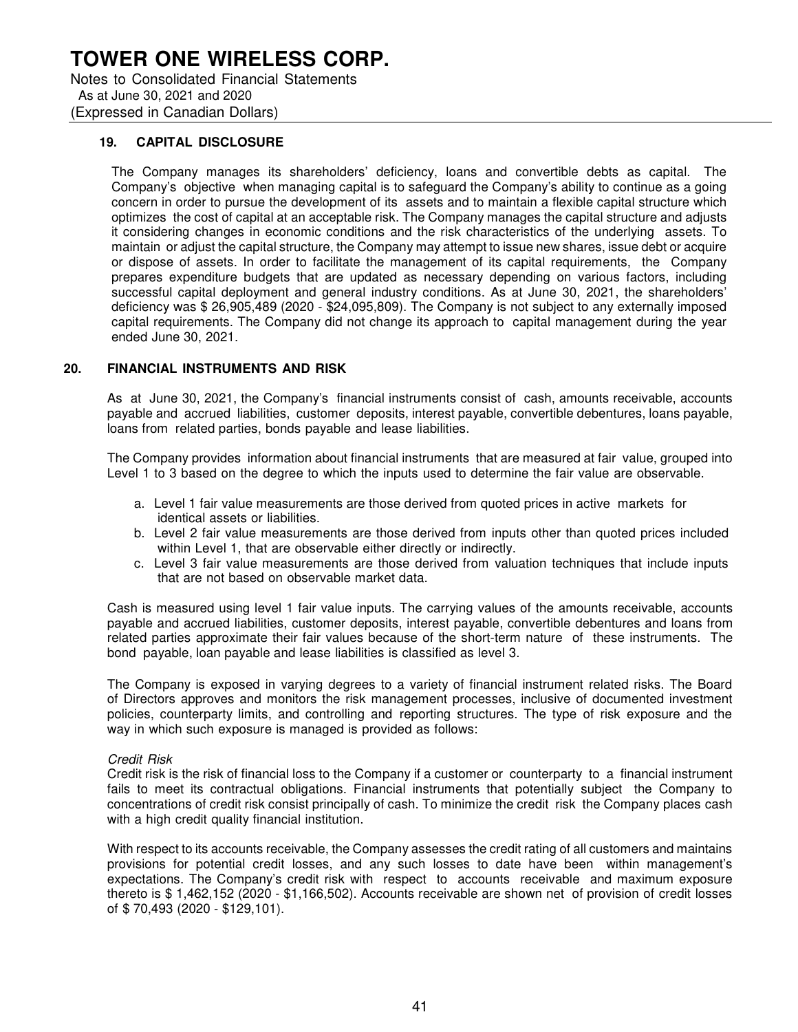# TOWER ONE WIRELESS CORP.

Notes to Consolidated Financial Statements
As at June 30, 2021 and 2020
(Expressed in Canadian Dollars)

## 19. CAPITAL DISCLOSURE

The Company manages its shareholders' deficiency, loans and convertible debts as capital. The Company's objective when managing capital is to safeguard the Company's ability to continue as a going concern in order to pursue the development of its assets and to maintain a flexible capital structure which optimizes the cost of capital at an acceptable risk. The Company manages the capital structure and adjusts it considering changes in economic conditions and the risk characteristics of the underlying assets. To maintain or adjust the capital structure, the Company may attempt to issue new shares, issue debt or acquire or dispose of assets. In order to facilitate the management of its capital requirements, the Company prepares expenditure budgets that are updated as necessary depending on various factors, including successful capital deployment and general industry conditions. As at June 30, 2021, the shareholders' deficiency was $ 26,905,489 (2020 - $24,095,809). The Company is not subject to any externally imposed capital requirements. The Company did not change its approach to capital management during the year ended June 30, 2021.

## 20. FINANCIAL INSTRUMENTS AND RISK

As at June 30, 2021, the Company's financial instruments consist of cash, amounts receivable, accounts payable and accrued liabilities, customer deposits, interest payable, convertible debentures, loans payable, loans from related parties, bonds payable and lease liabilities.

The Company provides information about financial instruments that are measured at fair value, grouped into Level 1 to 3 based on the degree to which the inputs used to determine the fair value are observable.

a. Level 1 fair value measurements are those derived from quoted prices in active markets for identical assets or liabilities.
b. Level 2 fair value measurements are those derived from inputs other than quoted prices included within Level 1, that are observable either directly or indirectly.
c. Level 3 fair value measurements are those derived from valuation techniques that include inputs that are not based on observable market data.

Cash is measured using level 1 fair value inputs. The carrying values of the amounts receivable, accounts payable and accrued liabilities, customer deposits, interest payable, convertible debentures and loans from related parties approximate their fair values because of the short-term nature of these instruments. The bond payable, loan payable and lease liabilities is classified as level 3.

The Company is exposed in varying degrees to a variety of financial instrument related risks. The Board of Directors approves and monitors the risk management processes, inclusive of documented investment policies, counterparty limits, and controlling and reporting structures. The type of risk exposure and the way in which such exposure is managed is provided as follows:

*Credit Risk*
Credit risk is the risk of financial loss to the Company if a customer or counterparty to a financial instrument fails to meet its contractual obligations. Financial instruments that potentially subject the Company to concentrations of credit risk consist principally of cash. To minimize the credit risk the Company places cash with a high credit quality financial institution.

With respect to its accounts receivable, the Company assesses the credit rating of all customers and maintains provisions for potential credit losses, and any such losses to date have been within management's expectations. The Company's credit risk with respect to accounts receivable and maximum exposure thereto is $ 1,462,152 (2020 - $1,166,502). Accounts receivable are shown net of provision of credit losses of $ 70,493 (2020 - $129,101).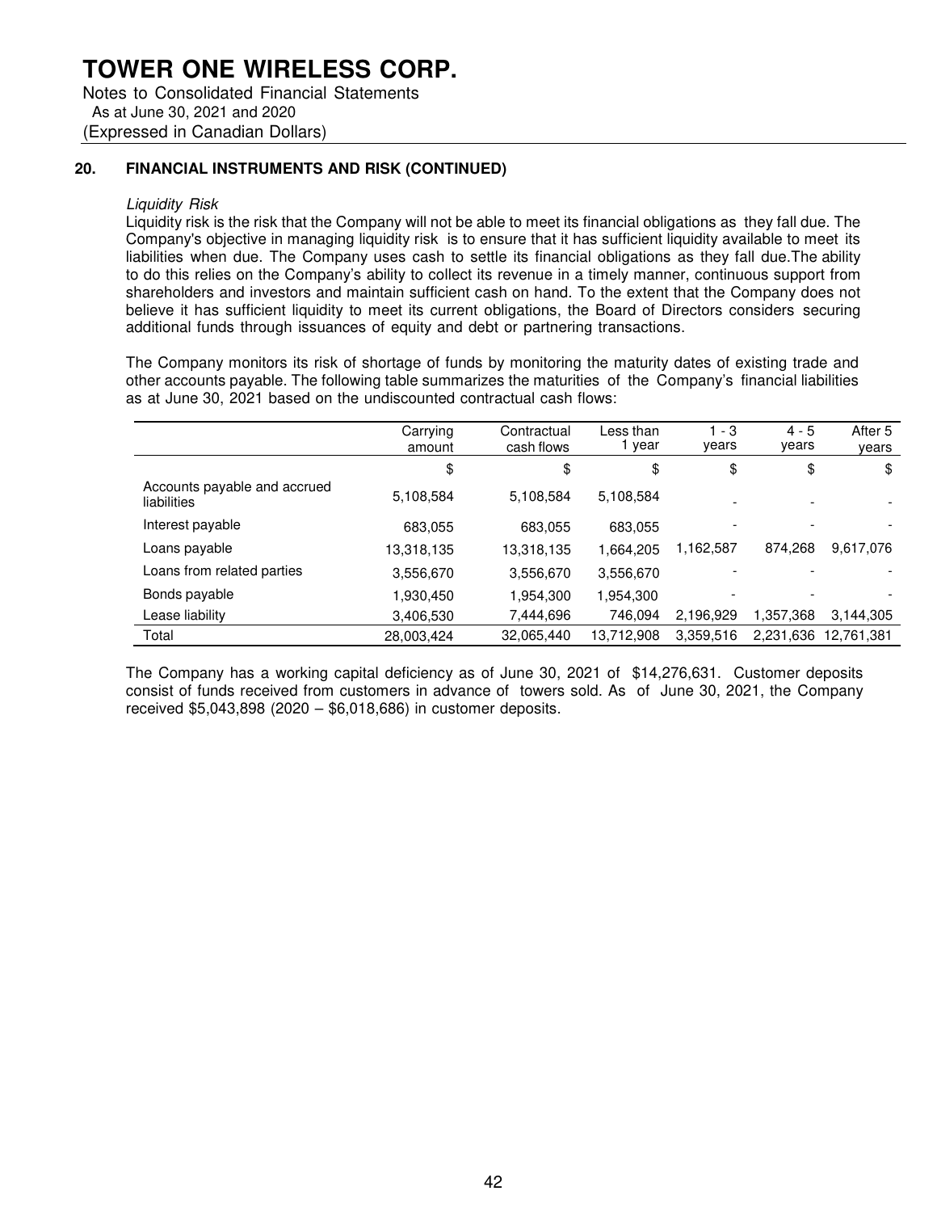# TOWER ONE WIRELESS CORP.

Notes to Consolidated Financial Statements
As at June 30, 2021 and 2020
(Expressed in Canadian Dollars)

## 20. FINANCIAL INSTRUMENTS AND RISK (CONTINUED)

*Liquidity Risk*

Liquidity risk is the risk that the Company will not be able to meet its financial obligations as they fall due. The Company's objective in managing liquidity risk is to ensure that it has sufficient liquidity available to meet its liabilities when due. The Company uses cash to settle its financial obligations as they fall due.The ability to do this relies on the Company's ability to collect its revenue in a timely manner, continuous support from shareholders and investors and maintain sufficient cash on hand. To the extent that the Company does not believe it has sufficient liquidity to meet its current obligations, the Board of Directors considers securing additional funds through issuances of equity and debt or partnering transactions.

The Company monitors its risk of shortage of funds by monitoring the maturity dates of existing trade and other accounts payable. The following table summarizes the maturities of the Company's financial liabilities as at June 30, 2021 based on the undiscounted contractual cash flows:

| | Carrying amount | Contractual cash flows | Less than 1 year | 1 - 3 years | 4 - 5 years | After 5 years |
|---|---|---|---|---|---|---|
| | $ | $ | $ | $ | $ | $ |
| Accounts payable and accrued liabilities | 5,108,584 | 5,108,584 | 5,108,584 | - | - | - |
| Interest payable | 683,055 | 683,055 | 683,055 | - | - | - |
| Loans payable | 13,318,135 | 13,318,135 | 1,664,205 | 1,162,587 | 874,268 | 9,617,076 |
| Loans from related parties | 3,556,670 | 3,556,670 | 3,556,670 | - | - | - |
| Bonds payable | 1,930,450 | 1,954,300 | 1,954,300 | - | - | - |
| Lease liability | 3,406,530 | 7,444,696 | 746,094 | 2,196,929 | 1,357,368 | 3,144,305 |
| Total | 28,003,424 | 32,065,440 | 13,712,908 | 3,359,516 | 2,231,636 | 12,761,381 |

The Company has a working capital deficiency as of June 30, 2021 of $14,276,631. Customer deposits consist of funds received from customers in advance of towers sold. As of June 30, 2021, the Company received $5,043,898 (2020 – $6,018,686) in customer deposits.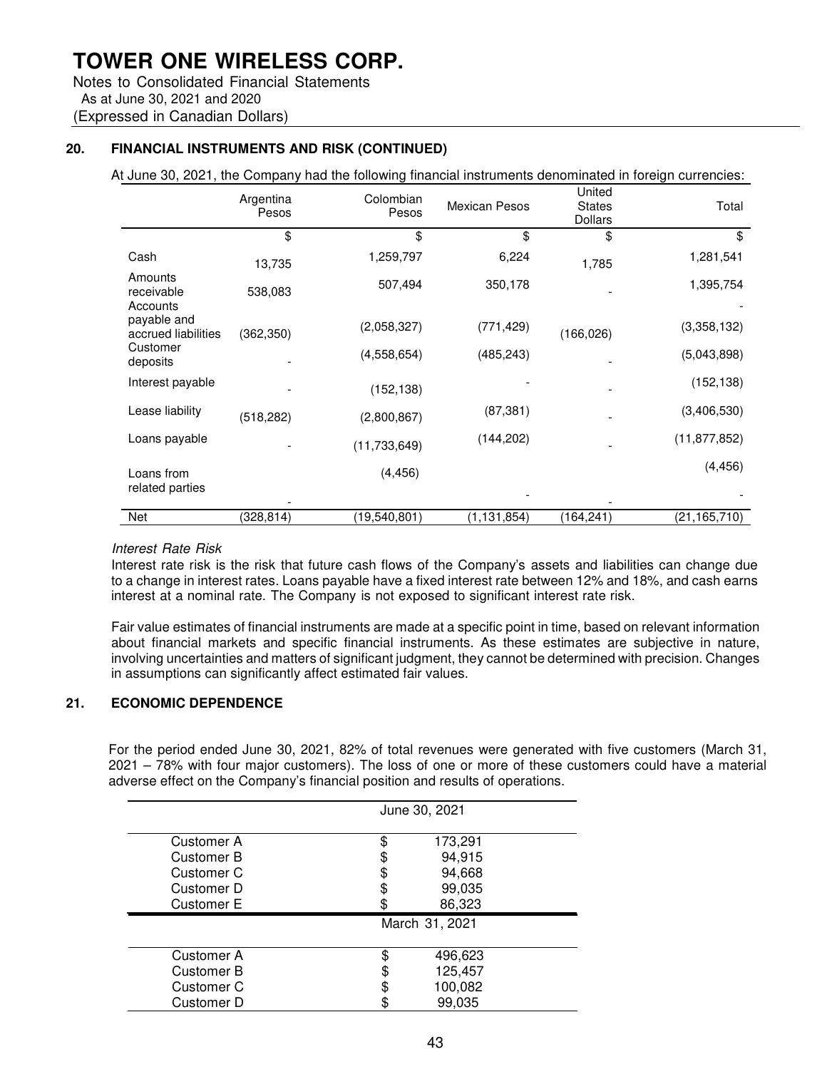# TOWER ONE WIRELESS CORP.

Notes to Consolidated Financial Statements
As at June 30, 2021 and 2020
(Expressed in Canadian Dollars)

## 20. FINANCIAL INSTRUMENTS AND RISK (CONTINUED)

At June 30, 2021, the Company had the following financial instruments denominated in foreign currencies:

| | Argentina Pesos | Colombian Pesos | Mexican Pesos | United States Dollars | Total |
|---|---|---|---|---|---|
| | $ | $ | $ | $ | $ |
| Cash | 13,735 | 1,259,797 | 6,224 | 1,785 | 1,281,541 |
| Amounts receivable | 538,083 | 507,494 | 350,178 | - | 1,395,754 |
| Accounts payable and accrued liabilities | (362,350) | (2,058,327) | (771,429) | (166,026) | (3,358,132) |
| Customer deposits | - | (4,558,654) | (485,243) | - | (5,043,898) |
| Interest payable | - | (152,138) | - | - | (152,138) |
| Lease liability | (518,282) | (2,800,867) | (87,381) | - | (3,406,530) |
| Loans payable | - | (11,733,649) | (144,202) | - | (11,877,852) |
| Loans from related parties | - | (4,456) | - | - | (4,456) |
| Net | (328,814) | (19,540,801) | (1,131,854) | (164,241) | (21,165,710) |

*Interest Rate Risk*

Interest rate risk is the risk that future cash flows of the Company's assets and liabilities can change due to a change in interest rates. Loans payable have a fixed interest rate between 12% and 18%, and cash earns interest at a nominal rate. The Company is not exposed to significant interest rate risk.

Fair value estimates of financial instruments are made at a specific point in time, based on relevant information about financial markets and specific financial instruments. As these estimates are subjective in nature, involving uncertainties and matters of significant judgment, they cannot be determined with precision. Changes in assumptions can significantly affect estimated fair values.

## 21. ECONOMIC DEPENDENCE

For the period ended June 30, 2021, 82% of total revenues were generated with five customers (March 31, 2021 – 78% with four major customers). The loss of one or more of these customers could have a material adverse effect on the Company's financial position and results of operations.

| | June 30, 2021 |
|---|---|
| Customer A | $ 173,291 |
| Customer B | $ 94,915 |
| Customer C | $ 94,668 |
| Customer D | $ 99,035 |
| Customer E | $ 86,323 |

| | March 31, 2021 |
|---|---|
| Customer A | $ 496,623 |
| Customer B | $ 125,457 |
| Customer C | $ 100,082 |
| Customer D | $ 99,035 |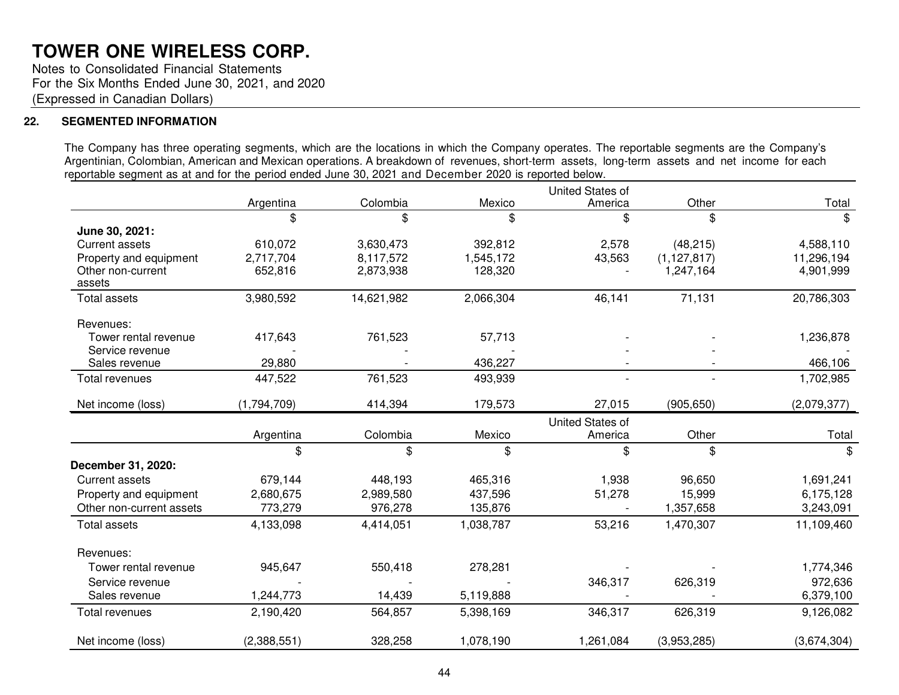# TOWER ONE WIRELESS CORP.

Notes to Consolidated Financial Statements
For the Six Months Ended June 30, 2021, and 2020
(Expressed in Canadian Dollars)

## 22. SEGMENTED INFORMATION

The Company has three operating segments, which are the locations in which the Company operates. The reportable segments are the Company's Argentinian, Colombian, American and Mexican operations. A breakdown of revenues, short-term assets, long-term assets and net income for each reportable segment as at and for the period ended June 30, 2021 and December 2020 is reported below.

| | Argentina | Colombia | Mexico | United States of America | Other | Total |
|---|---|---|---|---|---|---|
| | $ | $ | $ | $ | $ | $ |
| **June 30, 2021:** | | | | | | |
| Current assets | 610,072 | 3,630,473 | 392,812 | 2,578 | (48,215) | 4,588,110 |
| Property and equipment | 2,717,704 | 8,117,572 | 1,545,172 | 43,563 | (1,127,817) | 11,296,194 |
| Other non-current assets | 652,816 | 2,873,938 | 128,320 | - | 1,247,164 | 4,901,999 |
| Total assets | 3,980,592 | 14,621,982 | 2,066,304 | 46,141 | 71,131 | 20,786,303 |
| Revenues: | | | | | | |
| Tower rental revenue | 417,643 | 761,523 | 57,713 | - | - | 1,236,878 |
| Service revenue | - | - | - | - | - | - |
| Sales revenue | 29,880 | - | 436,227 | - | - | 466,106 |
| Total revenues | 447,522 | 761,523 | 493,939 | - | - | 1,702,985 |
| Net income (loss) | (1,794,709) | 414,394 | 179,573 | 27,015 | (905,650) | (2,079,377) |

| | Argentina | Colombia | Mexico | United States of America | Other | Total |
|---|---|---|---|---|---|---|
| | $ | $ | $ | $ | $ | $ |
| **December 31, 2020:** | | | | | | |
| Current assets | 679,144 | 448,193 | 465,316 | 1,938 | 96,650 | 1,691,241 |
| Property and equipment | 2,680,675 | 2,989,580 | 437,596 | 51,278 | 15,999 | 6,175,128 |
| Other non-current assets | 773,279 | 976,278 | 135,876 | - | 1,357,658 | 3,243,091 |
| Total assets | 4,133,098 | 4,414,051 | 1,038,787 | 53,216 | 1,470,307 | 11,109,460 |
| Revenues: | | | | | | |
| Tower rental revenue | 945,647 | 550,418 | 278,281 | - | - | 1,774,346 |
| Service revenue | - | - | - | 346,317 | 626,319 | 972,636 |
| Sales revenue | 1,244,773 | 14,439 | 5,119,888 | - | - | 6,379,100 |
| Total revenues | 2,190,420 | 564,857 | 5,398,169 | 346,317 | 626,319 | 9,126,082 |
| Net income (loss) | (2,388,551) | 328,258 | 1,078,190 | 1,261,084 | (3,953,285) | (3,674,304) |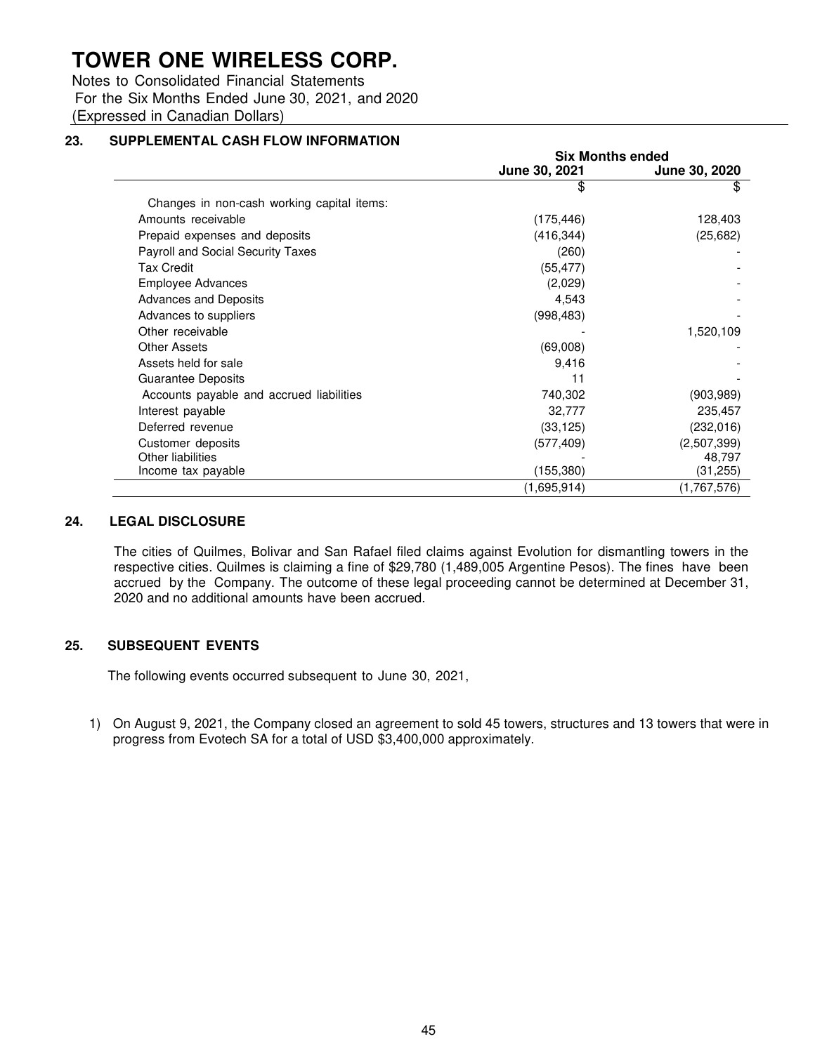# TOWER ONE WIRELESS CORP.

Notes to Consolidated Financial Statements
For the Six Months Ended June 30, 2021, and 2020
(Expressed in Canadian Dollars)

## 23. SUPPLEMENTAL CASH FLOW INFORMATION

| | Six Months ended | |
|---|---|---|
| | June 30, 2021 | June 30, 2020 |
| | $ | $ |
| Changes in non-cash working capital items: | | |
| Amounts receivable | (175,446) | 128,403 |
| Prepaid expenses and deposits | (416,344) | (25,682) |
| Payroll and Social Security Taxes | (260) | - |
| Tax Credit | (55,477) | - |
| Employee Advances | (2,029) | - |
| Advances and Deposits | 4,543 | - |
| Advances to suppliers | (998,483) | - |
| Other receivable | - | 1,520,109 |
| Other Assets | (69,008) | - |
| Assets held for sale | 9,416 | - |
| Guarantee Deposits | 11 | - |
| Accounts payable and accrued liabilities | 740,302 | (903,989) |
| Interest payable | 32,777 | 235,457 |
| Deferred revenue | (33,125) | (232,016) |
| Customer deposits | (577,409) | (2,507,399) |
| Other liabilities | - | 48,797 |
| Income tax payable | (155,380) | (31,255) |
| | (1,695,914) | (1,767,576) |

## 24. LEGAL DISCLOSURE

The cities of Quilmes, Bolivar and San Rafael filed claims against Evolution for dismantling towers in the respective cities. Quilmes is claiming a fine of $29,780 (1,489,005 Argentine Pesos). The fines have been accrued by the Company. The outcome of these legal proceeding cannot be determined at December 31, 2020 and no additional amounts have been accrued.

## 25. SUBSEQUENT EVENTS

The following events occurred subsequent to June 30, 2021,

1) On August 9, 2021, the Company closed an agreement to sold 45 towers, structures and 13 towers that were in progress from Evotech SA for a total of USD $3,400,000 approximately.